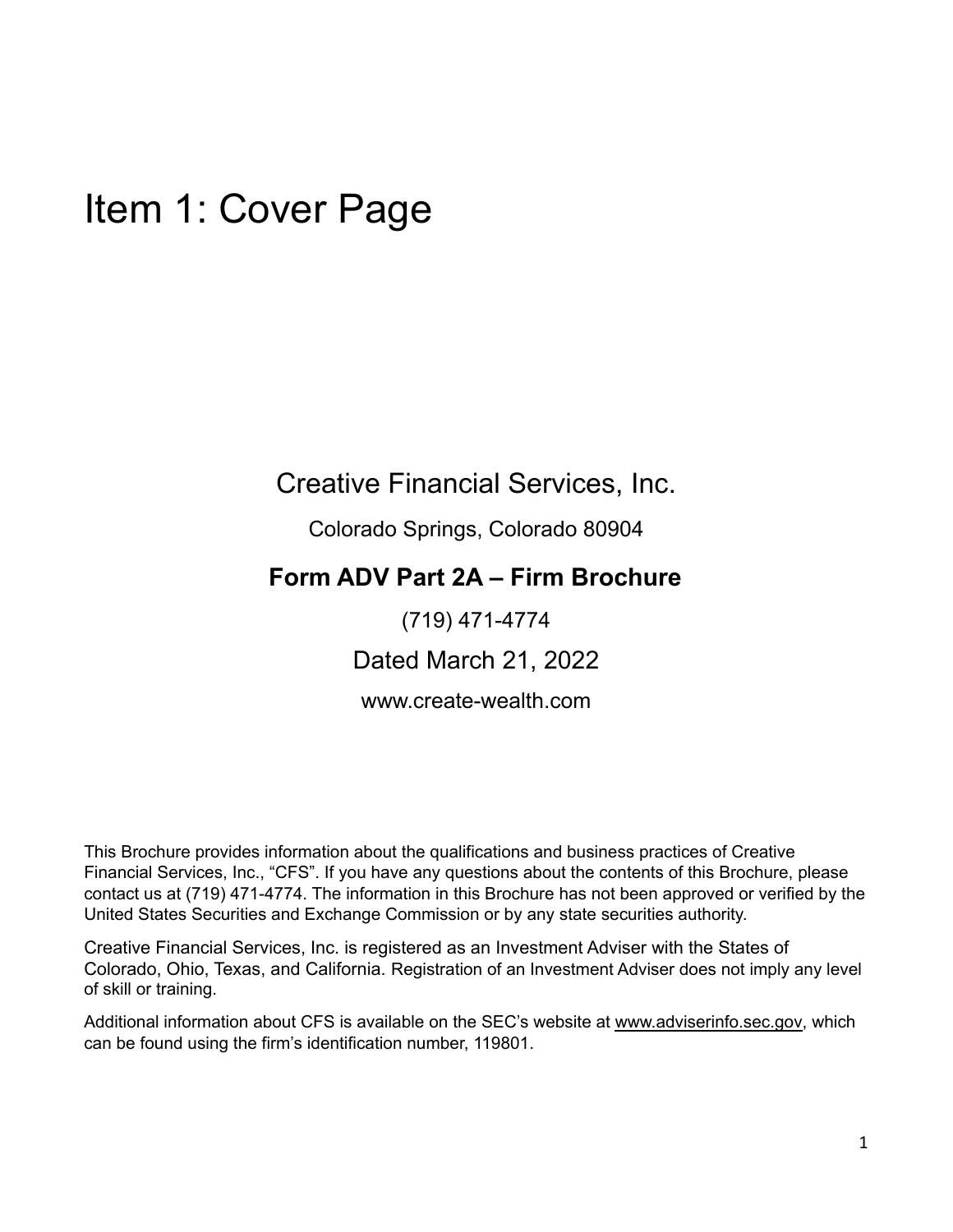# Item 1: Cover Page

Creative Financial Services, Inc.

Colorado Springs, Colorado 80904

**Form ADV Part 2A – Firm Brochure**

(719) 471-4774

Dated March 21, 2022

www.create-wealth.com

This Brochure provides information about the qualifications and business practices of Creative Financial Services, Inc., "CFS". If you have any questions about the contents of this Brochure, please contact us at (719) 471-4774. The information in this Brochure has not been approved or verified by the United States Securities and Exchange Commission or by any state securities authority.

Creative Financial Services, Inc. is registered as an Investment Adviser with the States of Colorado, Ohio, Texas, and California. Registration of an Investment Adviser does not imply any level of skill or training.

Additional information about CFS is available on the SEC's website at www.adviserinfo.sec.gov, which can be found using the firm's identification number, 119801.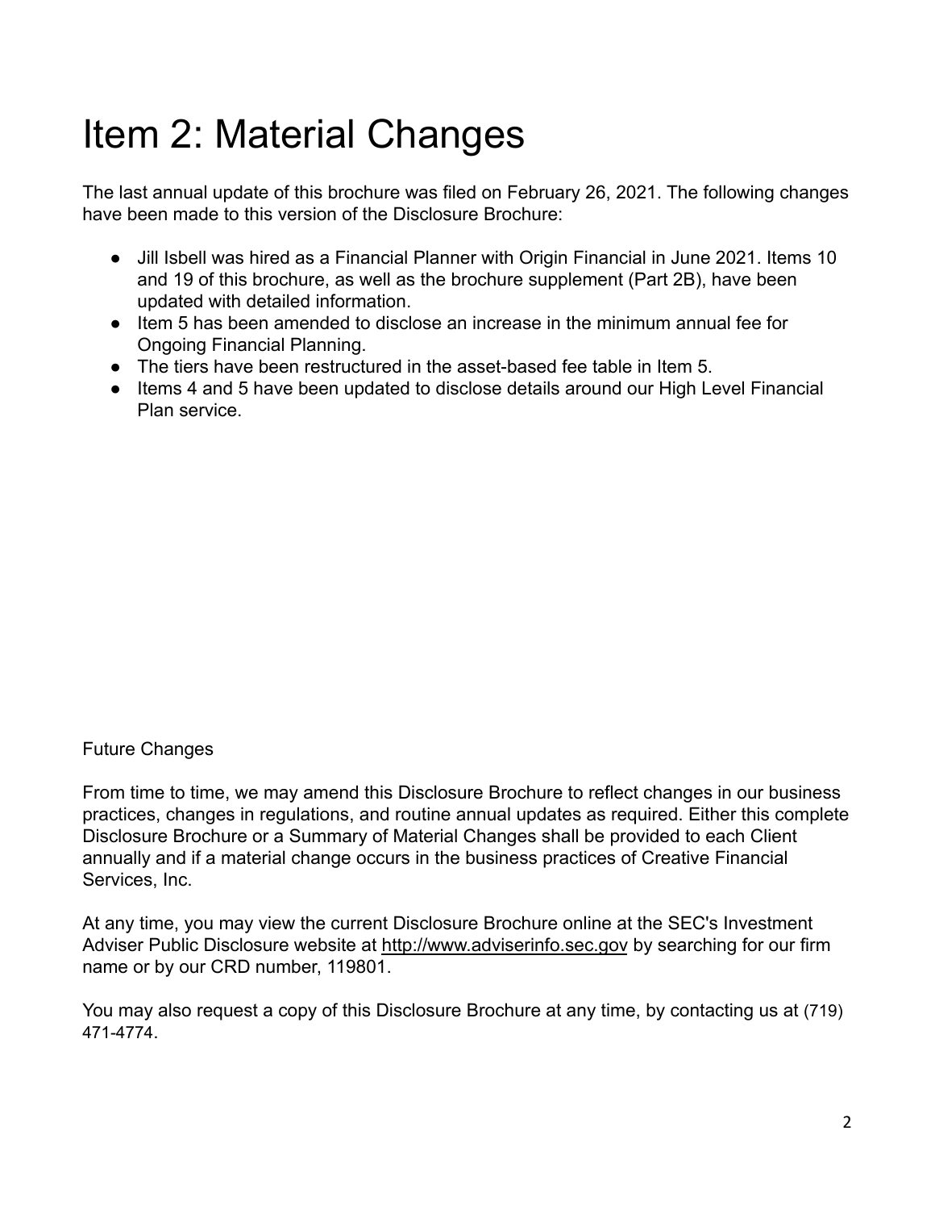# Item 2: Material Changes

The last annual update of this brochure was filed on February 26, 2021. The following changes have been made to this version of the Disclosure Brochure:

- Jill Isbell was hired as a Financial Planner with Origin Financial in June 2021. Items 10 and 19 of this brochure, as well as the brochure supplement (Part 2B), have been updated with detailed information.
- Item 5 has been amended to disclose an increase in the minimum annual fee for Ongoing Financial Planning.
- The tiers have been restructured in the asset-based fee table in Item 5.
- Items 4 and 5 have been updated to disclose details around our High Level Financial Plan service.

Future Changes

From time to time, we may amend this Disclosure Brochure to reflect changes in our business practices, changes in regulations, and routine annual updates as required. Either this complete Disclosure Brochure or a Summary of Material Changes shall be provided to each Client annually and if a material change occurs in the business practices of Creative Financial Services, Inc.

At any time, you may view the current Disclosure Brochure online at the SEC's Investment Adviser Public Disclosure website at http://www.adviserinfo.sec.gov by searching for our firm name or by our CRD number, 119801.

You may also request a copy of this Disclosure Brochure at any time, by contacting us at (719) 471-4774.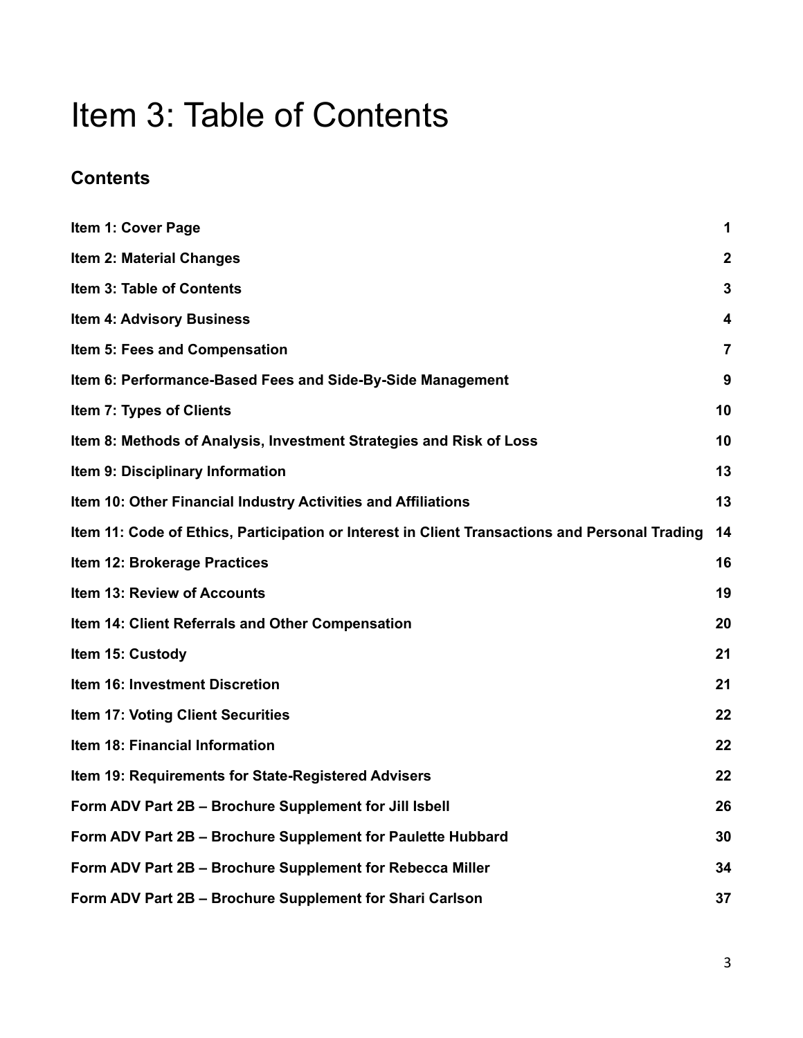# Item 3: Table of Contents

## Contents

| | |
|---|---|
| **Item 1: Cover Page** | **1** |
| **Item 2: Material Changes** | **2** |
| **Item 3: Table of Contents** | **3** |
| **Item 4: Advisory Business** | **4** |
| **Item 5: Fees and Compensation** | **7** |
| **Item 6: Performance-Based Fees and Side-By-Side Management** | **9** |
| **Item 7: Types of Clients** | **10** |
| **Item 8: Methods of Analysis, Investment Strategies and Risk of Loss** | **10** |
| **Item 9: Disciplinary Information** | **13** |
| **Item 10: Other Financial Industry Activities and Affiliations** | **13** |
| **Item 11: Code of Ethics, Participation or Interest in Client Transactions and Personal Trading** | **14** |
| **Item 12: Brokerage Practices** | **16** |
| **Item 13: Review of Accounts** | **19** |
| **Item 14: Client Referrals and Other Compensation** | **20** |
| **Item 15: Custody** | **21** |
| **Item 16: Investment Discretion** | **21** |
| **Item 17: Voting Client Securities** | **22** |
| **Item 18: Financial Information** | **22** |
| **Item 19: Requirements for State-Registered Advisers** | **22** |
| **Form ADV Part 2B – Brochure Supplement for Jill Isbell** | **26** |
| **Form ADV Part 2B – Brochure Supplement for Paulette Hubbard** | **30** |
| **Form ADV Part 2B – Brochure Supplement for Rebecca Miller** | **34** |
| **Form ADV Part 2B – Brochure Supplement for Shari Carlson** | **37** |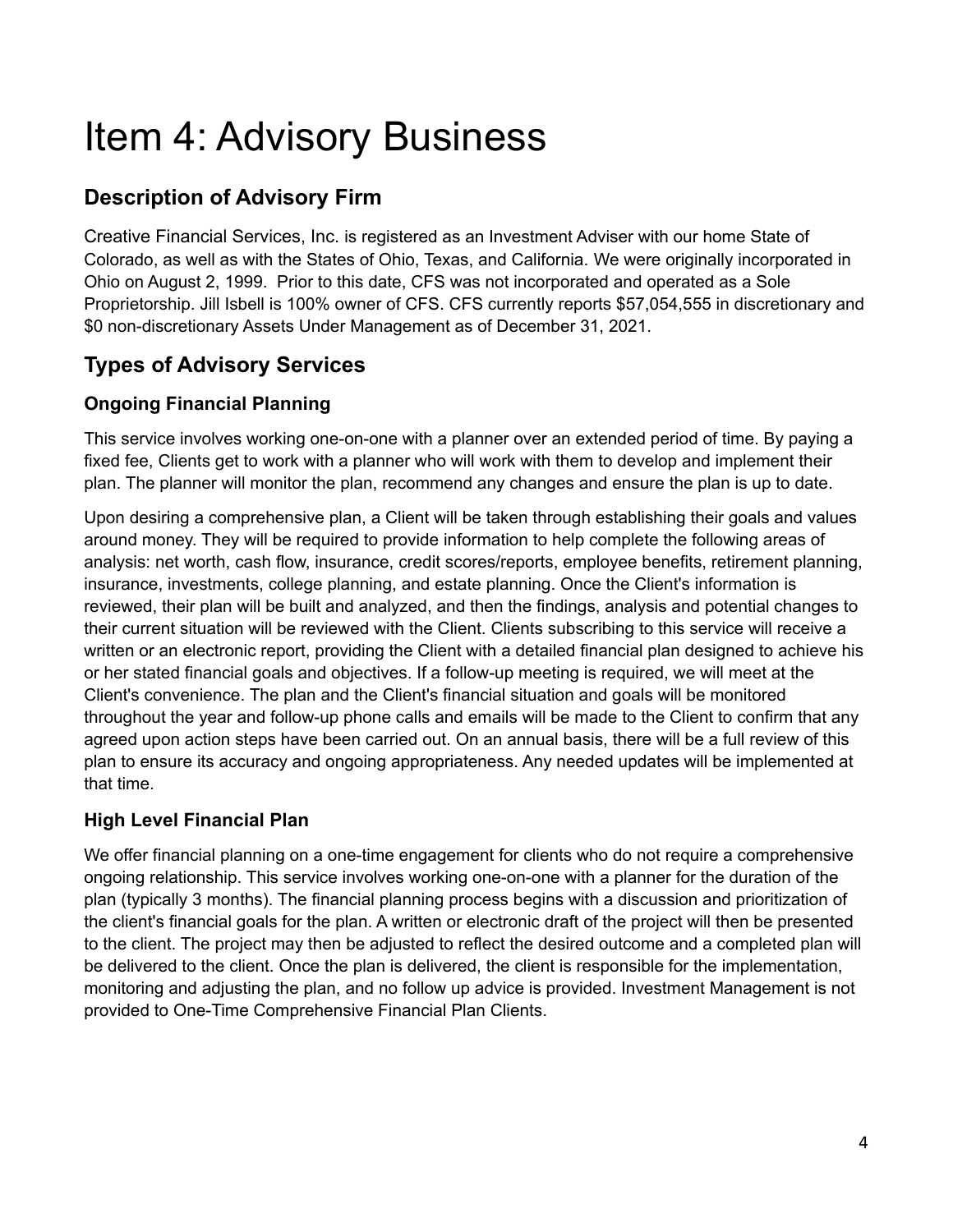# Item 4: Advisory Business

## Description of Advisory Firm

Creative Financial Services, Inc. is registered as an Investment Adviser with our home State of Colorado, as well as with the States of Ohio, Texas, and California. We were originally incorporated in Ohio on August 2, 1999. Prior to this date, CFS was not incorporated and operated as a Sole Proprietorship. Jill Isbell is 100% owner of CFS. CFS currently reports $57,054,555 in discretionary and $0 non-discretionary Assets Under Management as of December 31, 2021.

## Types of Advisory Services

### Ongoing Financial Planning

This service involves working one-on-one with a planner over an extended period of time. By paying a fixed fee, Clients get to work with a planner who will work with them to develop and implement their plan. The planner will monitor the plan, recommend any changes and ensure the plan is up to date.

Upon desiring a comprehensive plan, a Client will be taken through establishing their goals and values around money. They will be required to provide information to help complete the following areas of analysis: net worth, cash flow, insurance, credit scores/reports, employee benefits, retirement planning, insurance, investments, college planning, and estate planning. Once the Client's information is reviewed, their plan will be built and analyzed, and then the findings, analysis and potential changes to their current situation will be reviewed with the Client. Clients subscribing to this service will receive a written or an electronic report, providing the Client with a detailed financial plan designed to achieve his or her stated financial goals and objectives. If a follow-up meeting is required, we will meet at the Client's convenience. The plan and the Client's financial situation and goals will be monitored throughout the year and follow-up phone calls and emails will be made to the Client to confirm that any agreed upon action steps have been carried out. On an annual basis, there will be a full review of this plan to ensure its accuracy and ongoing appropriateness. Any needed updates will be implemented at that time.

### High Level Financial Plan

We offer financial planning on a one-time engagement for clients who do not require a comprehensive ongoing relationship. This service involves working one-on-one with a planner for the duration of the plan (typically 3 months). The financial planning process begins with a discussion and prioritization of the client's financial goals for the plan. A written or electronic draft of the project will then be presented to the client. The project may then be adjusted to reflect the desired outcome and a completed plan will be delivered to the client. Once the plan is delivered, the client is responsible for the implementation, monitoring and adjusting the plan, and no follow up advice is provided. Investment Management is not provided to One-Time Comprehensive Financial Plan Clients.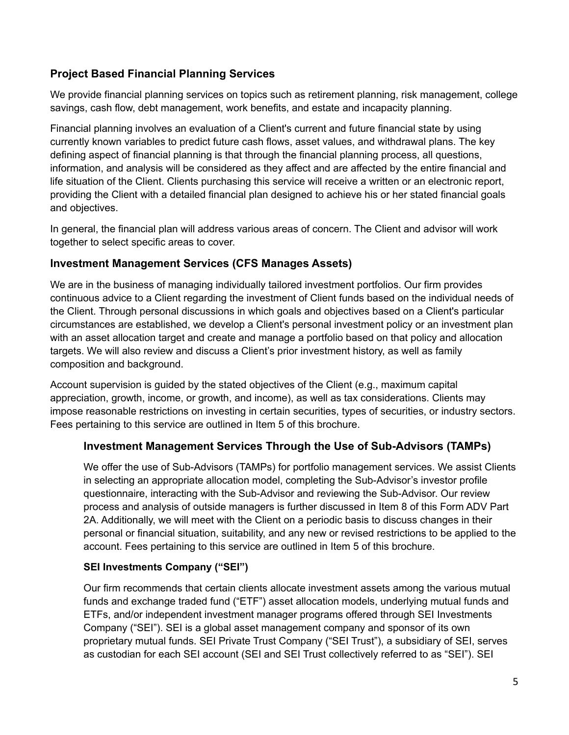## Project Based Financial Planning Services

We provide financial planning services on topics such as retirement planning, risk management, college savings, cash flow, debt management, work benefits, and estate and incapacity planning.

Financial planning involves an evaluation of a Client's current and future financial state by using currently known variables to predict future cash flows, asset values, and withdrawal plans. The key defining aspect of financial planning is that through the financial planning process, all questions, information, and analysis will be considered as they affect and are affected by the entire financial and life situation of the Client. Clients purchasing this service will receive a written or an electronic report, providing the Client with a detailed financial plan designed to achieve his or her stated financial goals and objectives.

In general, the financial plan will address various areas of concern. The Client and advisor will work together to select specific areas to cover.

## Investment Management Services (CFS Manages Assets)

We are in the business of managing individually tailored investment portfolios. Our firm provides continuous advice to a Client regarding the investment of Client funds based on the individual needs of the Client. Through personal discussions in which goals and objectives based on a Client's particular circumstances are established, we develop a Client's personal investment policy or an investment plan with an asset allocation target and create and manage a portfolio based on that policy and allocation targets. We will also review and discuss a Client's prior investment history, as well as family composition and background.

Account supervision is guided by the stated objectives of the Client (e.g., maximum capital appreciation, growth, income, or growth, and income), as well as tax considerations. Clients may impose reasonable restrictions on investing in certain securities, types of securities, or industry sectors. Fees pertaining to this service are outlined in Item 5 of this brochure.

### Investment Management Services Through the Use of Sub-Advisors (TAMPs)

We offer the use of Sub-Advisors (TAMPs) for portfolio management services. We assist Clients in selecting an appropriate allocation model, completing the Sub-Advisor's investor profile questionnaire, interacting with the Sub-Advisor and reviewing the Sub-Advisor. Our review process and analysis of outside managers is further discussed in Item 8 of this Form ADV Part 2A. Additionally, we will meet with the Client on a periodic basis to discuss changes in their personal or financial situation, suitability, and any new or revised restrictions to be applied to the account. Fees pertaining to this service are outlined in Item 5 of this brochure.

#### SEI Investments Company ("SEI")

Our firm recommends that certain clients allocate investment assets among the various mutual funds and exchange traded fund ("ETF") asset allocation models, underlying mutual funds and ETFs, and/or independent investment manager programs offered through SEI Investments Company ("SEI"). SEI is a global asset management company and sponsor of its own proprietary mutual funds. SEI Private Trust Company ("SEI Trust"), a subsidiary of SEI, serves as custodian for each SEI account (SEI and SEI Trust collectively referred to as "SEI"). SEI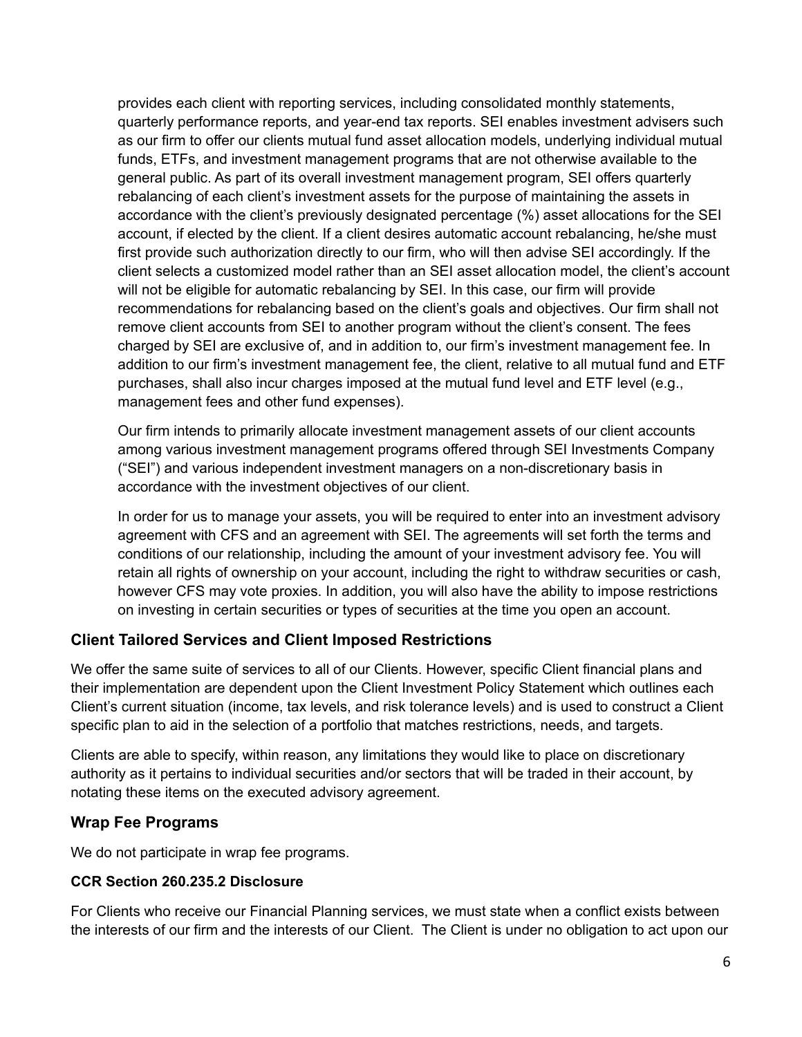provides each client with reporting services, including consolidated monthly statements, quarterly performance reports, and year-end tax reports. SEI enables investment advisers such as our firm to offer our clients mutual fund asset allocation models, underlying individual mutual funds, ETFs, and investment management programs that are not otherwise available to the general public. As part of its overall investment management program, SEI offers quarterly rebalancing of each client's investment assets for the purpose of maintaining the assets in accordance with the client's previously designated percentage (%) asset allocations for the SEI account, if elected by the client. If a client desires automatic account rebalancing, he/she must first provide such authorization directly to our firm, who will then advise SEI accordingly. If the client selects a customized model rather than an SEI asset allocation model, the client's account will not be eligible for automatic rebalancing by SEI. In this case, our firm will provide recommendations for rebalancing based on the client's goals and objectives. Our firm shall not remove client accounts from SEI to another program without the client's consent. The fees charged by SEI are exclusive of, and in addition to, our firm's investment management fee. In addition to our firm's investment management fee, the client, relative to all mutual fund and ETF purchases, shall also incur charges imposed at the mutual fund level and ETF level (e.g., management fees and other fund expenses).

Our firm intends to primarily allocate investment management assets of our client accounts among various investment management programs offered through SEI Investments Company ("SEI") and various independent investment managers on a non-discretionary basis in accordance with the investment objectives of our client.

In order for us to manage your assets, you will be required to enter into an investment advisory agreement with CFS and an agreement with SEI. The agreements will set forth the terms and conditions of our relationship, including the amount of your investment advisory fee. You will retain all rights of ownership on your account, including the right to withdraw securities or cash, however CFS may vote proxies. In addition, you will also have the ability to impose restrictions on investing in certain securities or types of securities at the time you open an account.

## Client Tailored Services and Client Imposed Restrictions

We offer the same suite of services to all of our Clients. However, specific Client financial plans and their implementation are dependent upon the Client Investment Policy Statement which outlines each Client's current situation (income, tax levels, and risk tolerance levels) and is used to construct a Client specific plan to aid in the selection of a portfolio that matches restrictions, needs, and targets.

Clients are able to specify, within reason, any limitations they would like to place on discretionary authority as it pertains to individual securities and/or sectors that will be traded in their account, by notating these items on the executed advisory agreement.

## Wrap Fee Programs

We do not participate in wrap fee programs.

### CCR Section 260.235.2 Disclosure

For Clients who receive our Financial Planning services, we must state when a conflict exists between the interests of our firm and the interests of our Client. The Client is under no obligation to act upon our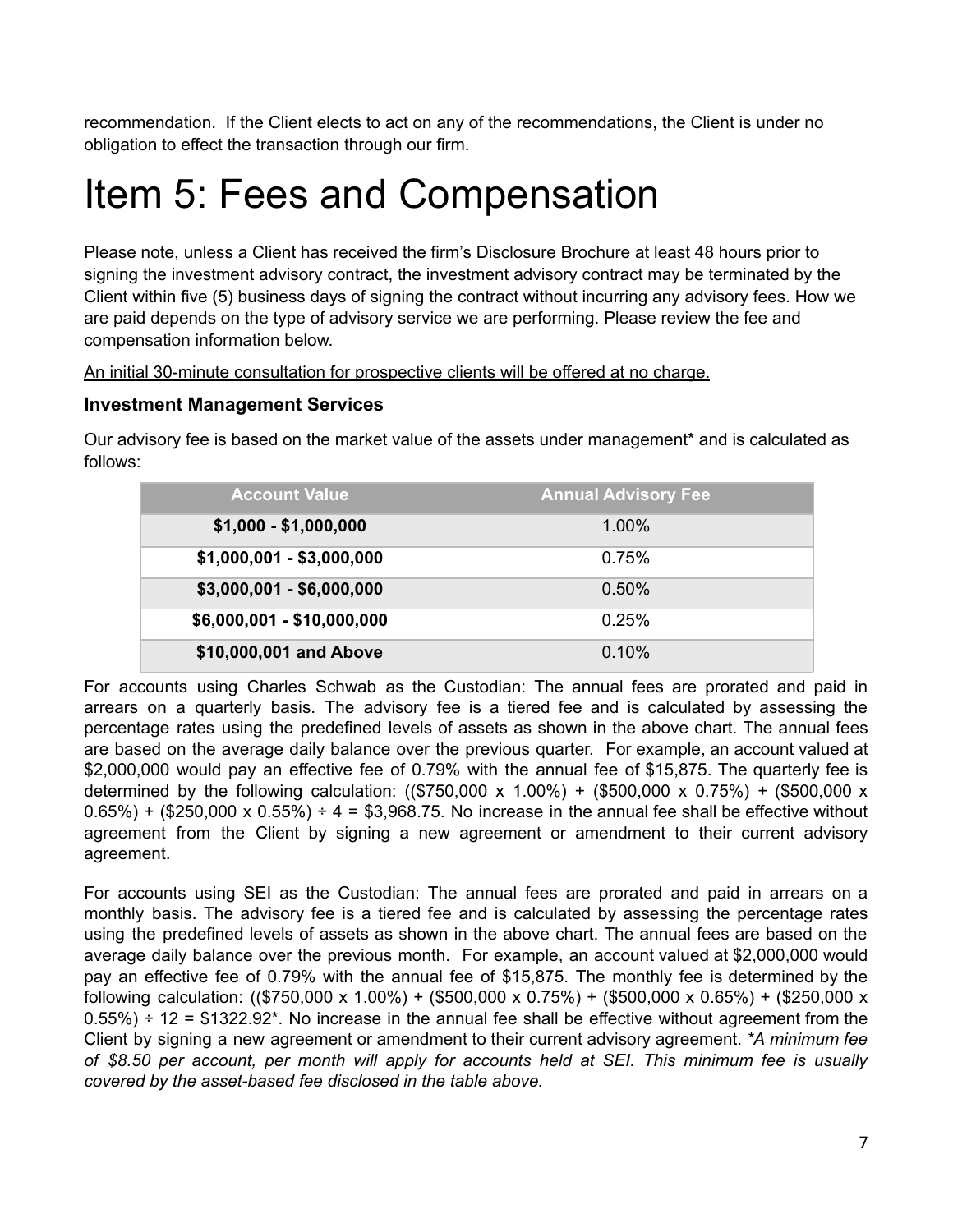recommendation. If the Client elects to act on any of the recommendations, the Client is under no obligation to effect the transaction through our firm.

# Item 5: Fees and Compensation

Please note, unless a Client has received the firm's Disclosure Brochure at least 48 hours prior to signing the investment advisory contract, the investment advisory contract may be terminated by the Client within five (5) business days of signing the contract without incurring any advisory fees. How we are paid depends on the type of advisory service we are performing. Please review the fee and compensation information below.

An initial 30-minute consultation for prospective clients will be offered at no charge.

### Investment Management Services

Our advisory fee is based on the market value of the assets under management* and is calculated as follows:

| Account Value | Annual Advisory Fee |
| --- | --- |
| **$1,000 - $1,000,000** | 1.00% |
| **$1,000,001 - $3,000,000** | 0.75% |
| **$3,000,001 - $6,000,000** | 0.50% |
| **$6,000,001 - $10,000,000** | 0.25% |
| **$10,000,001 and Above** | 0.10% |

For accounts using Charles Schwab as the Custodian: The annual fees are prorated and paid in arrears on a quarterly basis. The advisory fee is a tiered fee and is calculated by assessing the percentage rates using the predefined levels of assets as shown in the above chart. The annual fees are based on the average daily balance over the previous quarter. For example, an account valued at $2,000,000 would pay an effective fee of 0.79% with the annual fee of $15,875. The quarterly fee is determined by the following calculation: (($750,000 x 1.00%) + ($500,000 x 0.75%) + ($500,000 x 0.65%) + ($250,000 x 0.55%) ÷ 4 = $3,968.75. No increase in the annual fee shall be effective without agreement from the Client by signing a new agreement or amendment to their current advisory agreement.

For accounts using SEI as the Custodian: The annual fees are prorated and paid in arrears on a monthly basis. The advisory fee is a tiered fee and is calculated by assessing the percentage rates using the predefined levels of assets as shown in the above chart. The annual fees are based on the average daily balance over the previous month. For example, an account valued at $2,000,000 would pay an effective fee of 0.79% with the annual fee of $15,875. The monthly fee is determined by the following calculation: (($750,000 x 1.00%) + ($500,000 x 0.75%) + ($500,000 x 0.65%) + ($250,000 x 0.55%) ÷ 12 = $1322.92*. No increase in the annual fee shall be effective without agreement from the Client by signing a new agreement or amendment to their current advisory agreement. *\*A minimum fee of $8.50 per account, per month will apply for accounts held at SEI. This minimum fee is usually covered by the asset-based fee disclosed in the table above.*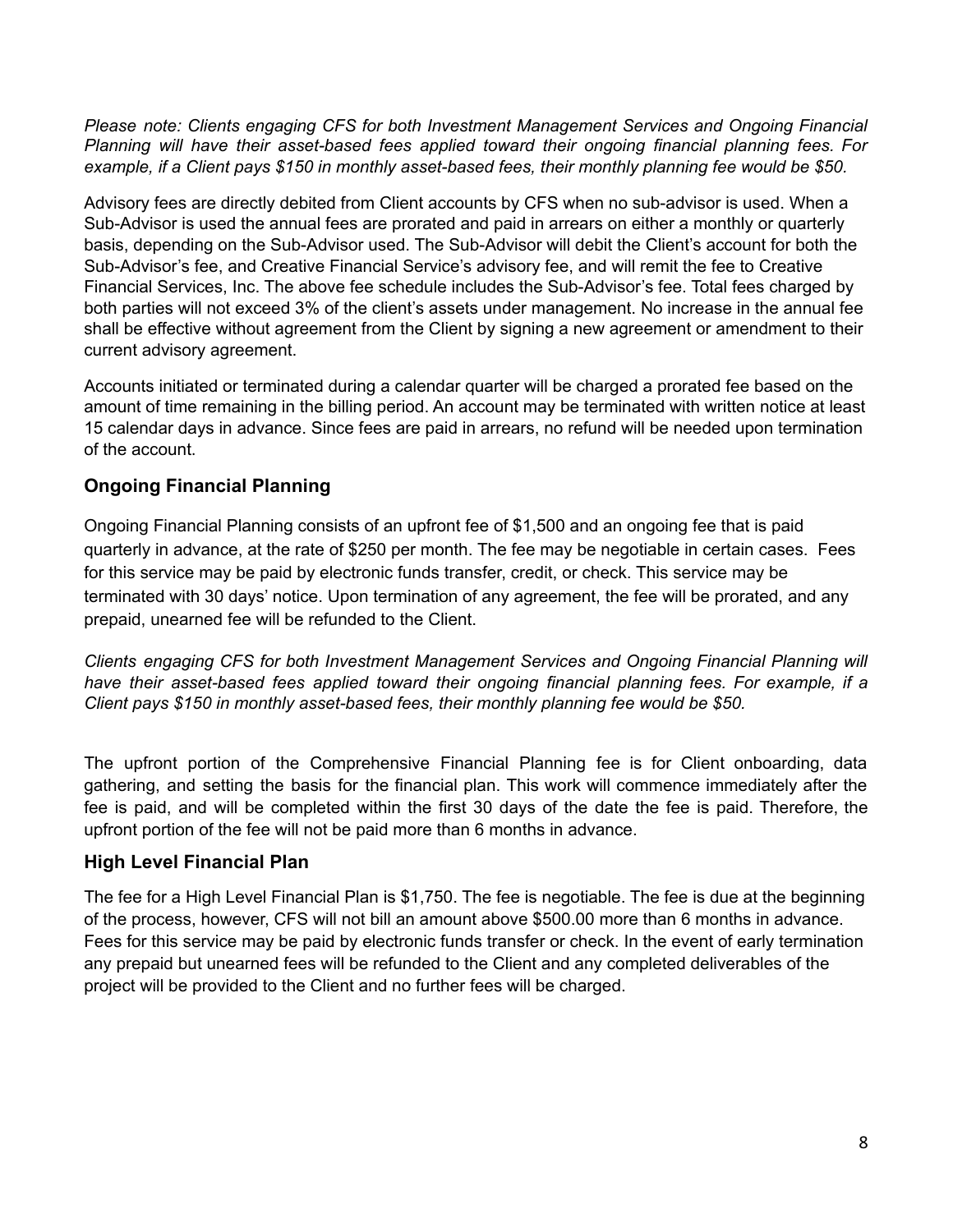*Please note: Clients engaging CFS for both Investment Management Services and Ongoing Financial Planning will have their asset-based fees applied toward their ongoing financial planning fees. For example, if a Client pays $150 in monthly asset-based fees, their monthly planning fee would be $50.*

Advisory fees are directly debited from Client accounts by CFS when no sub-advisor is used. When a Sub-Advisor is used the annual fees are prorated and paid in arrears on either a monthly or quarterly basis, depending on the Sub-Advisor used. The Sub-Advisor will debit the Client's account for both the Sub-Advisor's fee, and Creative Financial Service's advisory fee, and will remit the fee to Creative Financial Services, Inc. The above fee schedule includes the Sub-Advisor's fee. Total fees charged by both parties will not exceed 3% of the client's assets under management. No increase in the annual fee shall be effective without agreement from the Client by signing a new agreement or amendment to their current advisory agreement.

Accounts initiated or terminated during a calendar quarter will be charged a prorated fee based on the amount of time remaining in the billing period. An account may be terminated with written notice at least 15 calendar days in advance. Since fees are paid in arrears, no refund will be needed upon termination of the account.

### Ongoing Financial Planning

Ongoing Financial Planning consists of an upfront fee of $1,500 and an ongoing fee that is paid quarterly in advance, at the rate of $250 per month. The fee may be negotiable in certain cases. Fees for this service may be paid by electronic funds transfer, credit, or check. This service may be terminated with 30 days' notice. Upon termination of any agreement, the fee will be prorated, and any prepaid, unearned fee will be refunded to the Client.

*Clients engaging CFS for both Investment Management Services and Ongoing Financial Planning will have their asset-based fees applied toward their ongoing financial planning fees. For example, if a Client pays $150 in monthly asset-based fees, their monthly planning fee would be $50.*

The upfront portion of the Comprehensive Financial Planning fee is for Client onboarding, data gathering, and setting the basis for the financial plan. This work will commence immediately after the fee is paid, and will be completed within the first 30 days of the date the fee is paid. Therefore, the upfront portion of the fee will not be paid more than 6 months in advance.

### High Level Financial Plan

The fee for a High Level Financial Plan is $1,750. The fee is negotiable. The fee is due at the beginning of the process, however, CFS will not bill an amount above $500.00 more than 6 months in advance. Fees for this service may be paid by electronic funds transfer or check. In the event of early termination any prepaid but unearned fees will be refunded to the Client and any completed deliverables of the project will be provided to the Client and no further fees will be charged.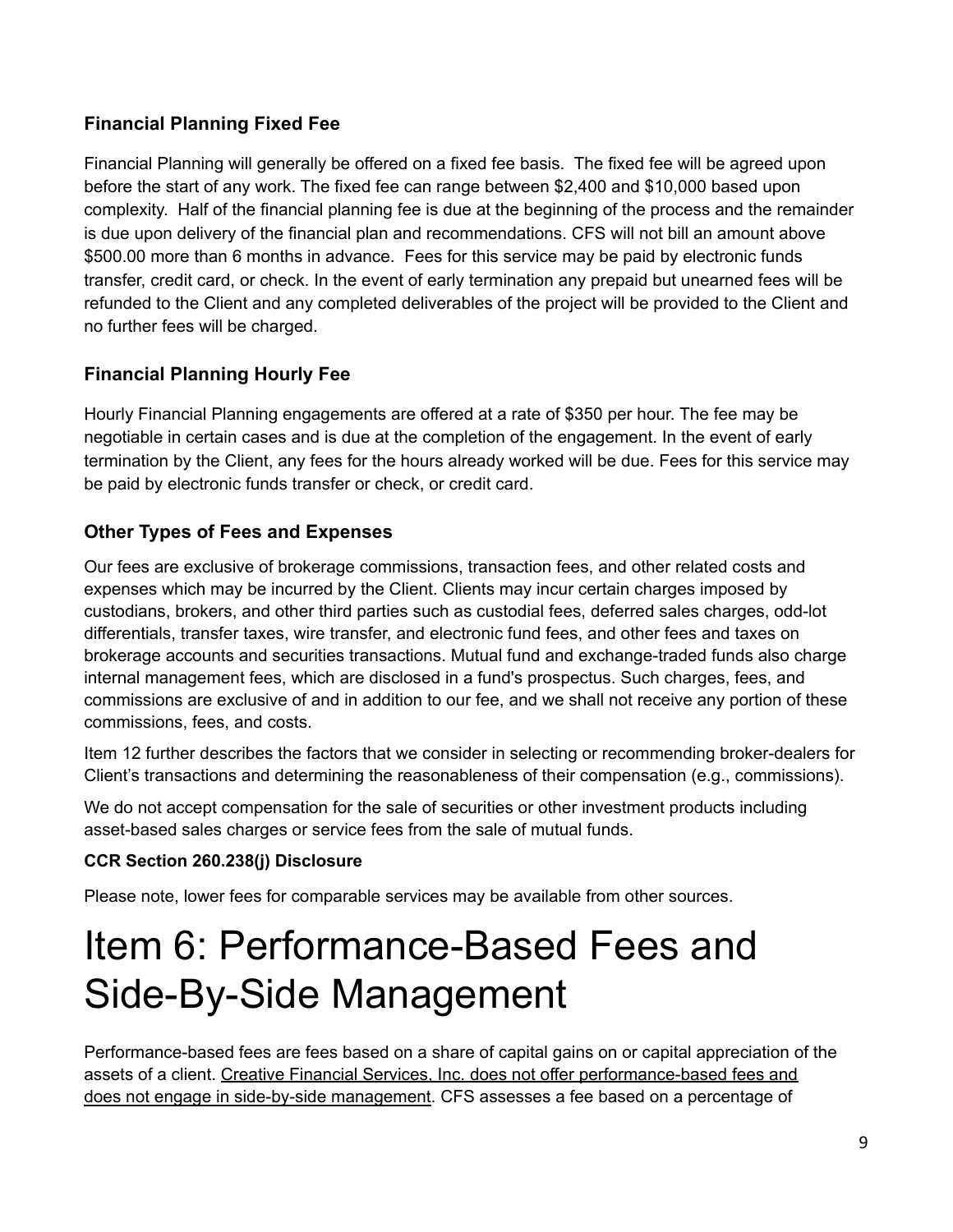### Financial Planning Fixed Fee

Financial Planning will generally be offered on a fixed fee basis. The fixed fee will be agreed upon before the start of any work. The fixed fee can range between $2,400 and $10,000 based upon complexity. Half of the financial planning fee is due at the beginning of the process and the remainder is due upon delivery of the financial plan and recommendations. CFS will not bill an amount above $500.00 more than 6 months in advance. Fees for this service may be paid by electronic funds transfer, credit card, or check. In the event of early termination any prepaid but unearned fees will be refunded to the Client and any completed deliverables of the project will be provided to the Client and no further fees will be charged.

### Financial Planning Hourly Fee

Hourly Financial Planning engagements are offered at a rate of $350 per hour. The fee may be negotiable in certain cases and is due at the completion of the engagement. In the event of early termination by the Client, any fees for the hours already worked will be due. Fees for this service may be paid by electronic funds transfer or check, or credit card.

### Other Types of Fees and Expenses

Our fees are exclusive of brokerage commissions, transaction fees, and other related costs and expenses which may be incurred by the Client. Clients may incur certain charges imposed by custodians, brokers, and other third parties such as custodial fees, deferred sales charges, odd-lot differentials, transfer taxes, wire transfer, and electronic fund fees, and other fees and taxes on brokerage accounts and securities transactions. Mutual fund and exchange-traded funds also charge internal management fees, which are disclosed in a fund's prospectus. Such charges, fees, and commissions are exclusive of and in addition to our fee, and we shall not receive any portion of these commissions, fees, and costs.

Item 12 further describes the factors that we consider in selecting or recommending broker-dealers for Client's transactions and determining the reasonableness of their compensation (e.g., commissions).

We do not accept compensation for the sale of securities or other investment products including asset-based sales charges or service fees from the sale of mutual funds.

**CCR Section 260.238(j) Disclosure**

Please note, lower fees for comparable services may be available from other sources.

# Item 6: Performance-Based Fees and Side-By-Side Management

Performance-based fees are fees based on a share of capital gains on or capital appreciation of the assets of a client. Creative Financial Services, Inc. does not offer performance-based fees and does not engage in side-by-side management. CFS assesses a fee based on a percentage of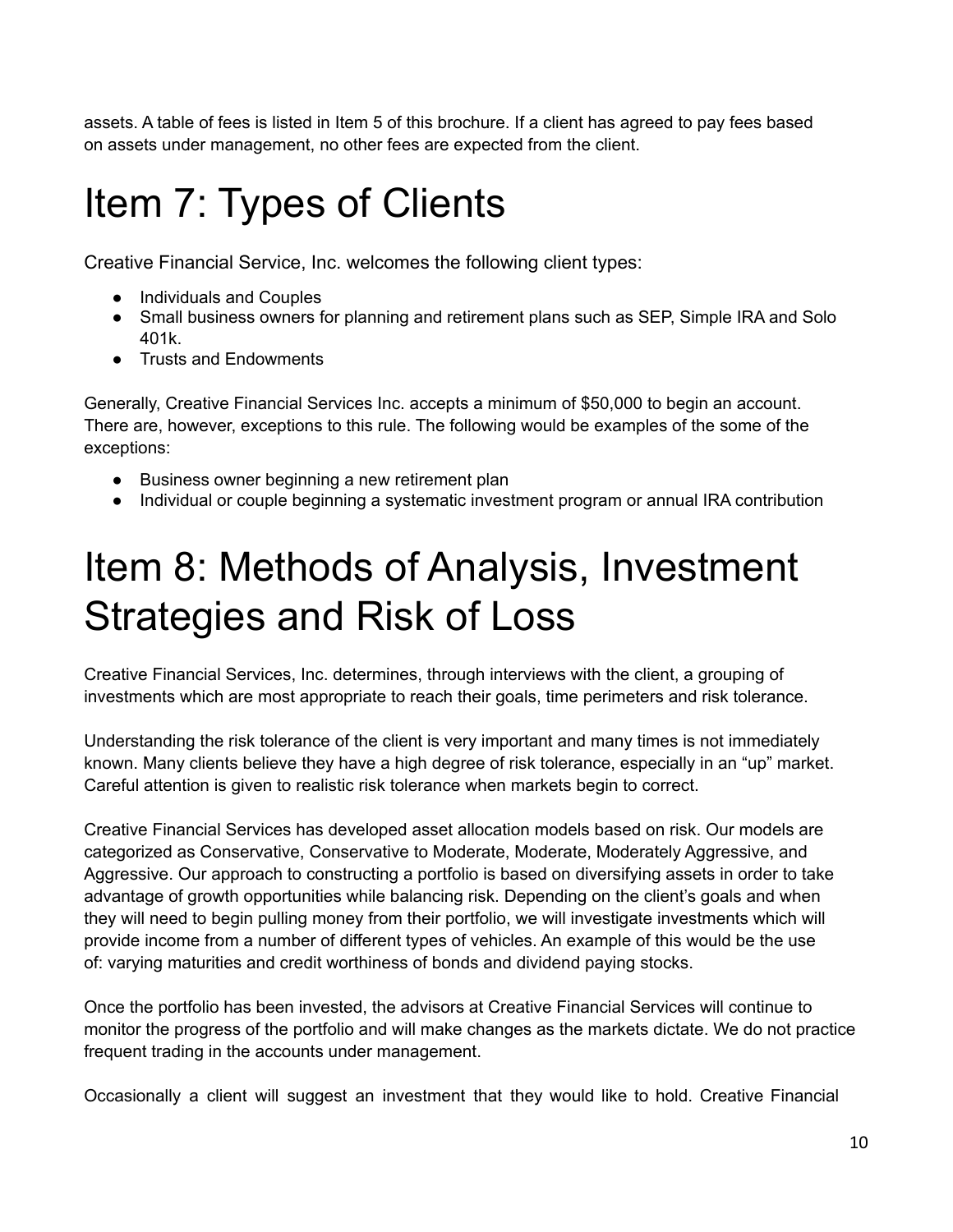assets. A table of fees is listed in Item 5 of this brochure. If a client has agreed to pay fees based on assets under management, no other fees are expected from the client.

# Item 7: Types of Clients

Creative Financial Service, Inc. welcomes the following client types:

- Individuals and Couples
- Small business owners for planning and retirement plans such as SEP, Simple IRA and Solo 401k.
- Trusts and Endowments

Generally, Creative Financial Services Inc. accepts a minimum of $50,000 to begin an account. There are, however, exceptions to this rule. The following would be examples of the some of the exceptions:

- Business owner beginning a new retirement plan
- Individual or couple beginning a systematic investment program or annual IRA contribution

# Item 8: Methods of Analysis, Investment Strategies and Risk of Loss

Creative Financial Services, Inc. determines, through interviews with the client, a grouping of investments which are most appropriate to reach their goals, time perimeters and risk tolerance.

Understanding the risk tolerance of the client is very important and many times is not immediately known. Many clients believe they have a high degree of risk tolerance, especially in an "up" market. Careful attention is given to realistic risk tolerance when markets begin to correct.

Creative Financial Services has developed asset allocation models based on risk. Our models are categorized as Conservative, Conservative to Moderate, Moderate, Moderately Aggressive, and Aggressive. Our approach to constructing a portfolio is based on diversifying assets in order to take advantage of growth opportunities while balancing risk. Depending on the client's goals and when they will need to begin pulling money from their portfolio, we will investigate investments which will provide income from a number of different types of vehicles. An example of this would be the use of: varying maturities and credit worthiness of bonds and dividend paying stocks.

Once the portfolio has been invested, the advisors at Creative Financial Services will continue to monitor the progress of the portfolio and will make changes as the markets dictate. We do not practice frequent trading in the accounts under management.

Occasionally a client will suggest an investment that they would like to hold. Creative Financial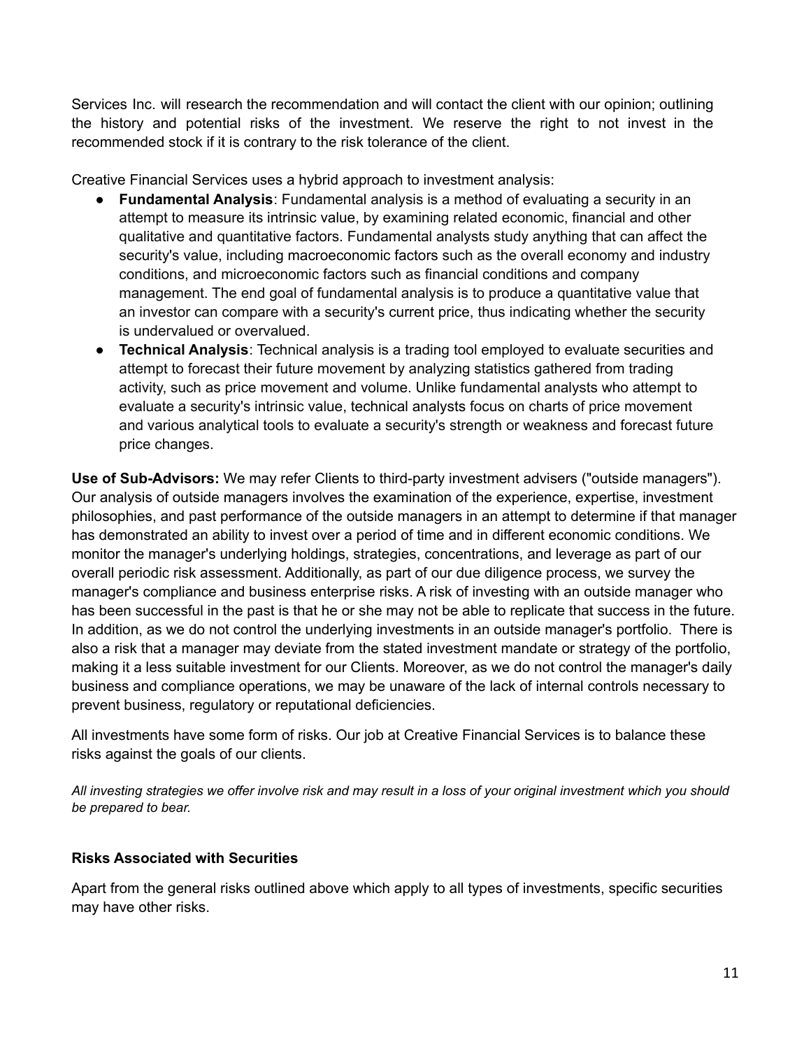Services Inc. will research the recommendation and will contact the client with our opinion; outlining the history and potential risks of the investment. We reserve the right to not invest in the recommended stock if it is contrary to the risk tolerance of the client.

Creative Financial Services uses a hybrid approach to investment analysis:

- **Fundamental Analysis**: Fundamental analysis is a method of evaluating a security in an attempt to measure its intrinsic value, by examining related economic, financial and other qualitative and quantitative factors. Fundamental analysts study anything that can affect the security's value, including macroeconomic factors such as the overall economy and industry conditions, and microeconomic factors such as financial conditions and company management. The end goal of fundamental analysis is to produce a quantitative value that an investor can compare with a security's current price, thus indicating whether the security is undervalued or overvalued.
- **Technical Analysis**: Technical analysis is a trading tool employed to evaluate securities and attempt to forecast their future movement by analyzing statistics gathered from trading activity, such as price movement and volume. Unlike fundamental analysts who attempt to evaluate a security's intrinsic value, technical analysts focus on charts of price movement and various analytical tools to evaluate a security's strength or weakness and forecast future price changes.

**Use of Sub-Advisors:** We may refer Clients to third-party investment advisers ("outside managers"). Our analysis of outside managers involves the examination of the experience, expertise, investment philosophies, and past performance of the outside managers in an attempt to determine if that manager has demonstrated an ability to invest over a period of time and in different economic conditions. We monitor the manager's underlying holdings, strategies, concentrations, and leverage as part of our overall periodic risk assessment. Additionally, as part of our due diligence process, we survey the manager's compliance and business enterprise risks. A risk of investing with an outside manager who has been successful in the past is that he or she may not be able to replicate that success in the future. In addition, as we do not control the underlying investments in an outside manager's portfolio. There is also a risk that a manager may deviate from the stated investment mandate or strategy of the portfolio, making it a less suitable investment for our Clients. Moreover, as we do not control the manager's daily business and compliance operations, we may be unaware of the lack of internal controls necessary to prevent business, regulatory or reputational deficiencies.

All investments have some form of risks. Our job at Creative Financial Services is to balance these risks against the goals of our clients.

*All investing strategies we offer involve risk and may result in a loss of your original investment which you should be prepared to bear.*

**Risks Associated with Securities**

Apart from the general risks outlined above which apply to all types of investments, specific securities may have other risks.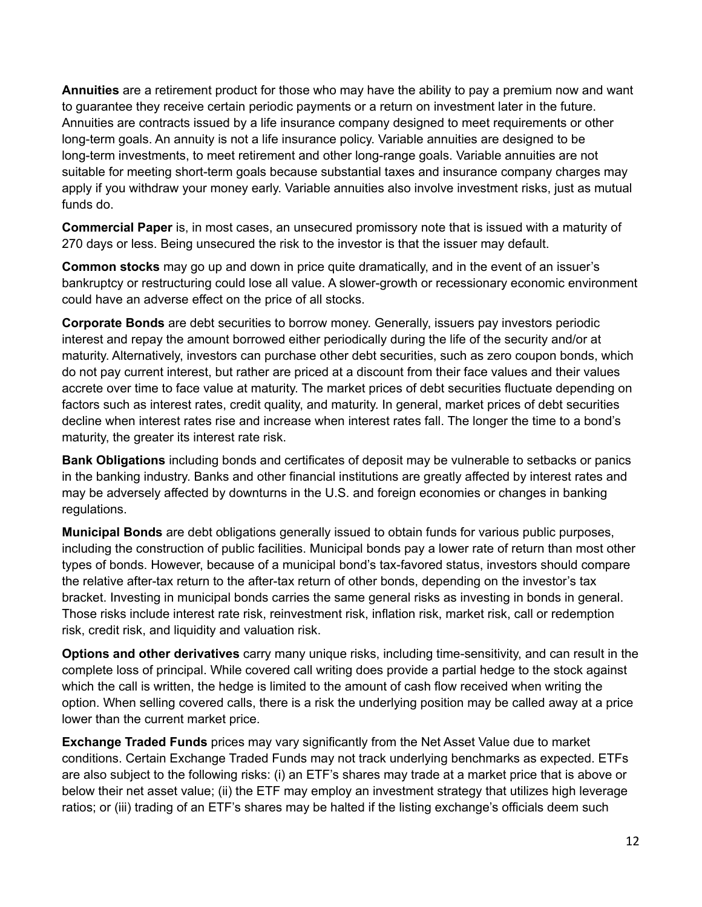**Annuities** are a retirement product for those who may have the ability to pay a premium now and want to guarantee they receive certain periodic payments or a return on investment later in the future. Annuities are contracts issued by a life insurance company designed to meet requirements or other long-term goals. An annuity is not a life insurance policy. Variable annuities are designed to be long-term investments, to meet retirement and other long-range goals. Variable annuities are not suitable for meeting short-term goals because substantial taxes and insurance company charges may apply if you withdraw your money early. Variable annuities also involve investment risks, just as mutual funds do.

**Commercial Paper** is, in most cases, an unsecured promissory note that is issued with a maturity of 270 days or less. Being unsecured the risk to the investor is that the issuer may default.

**Common stocks** may go up and down in price quite dramatically, and in the event of an issuer's bankruptcy or restructuring could lose all value. A slower-growth or recessionary economic environment could have an adverse effect on the price of all stocks.

**Corporate Bonds** are debt securities to borrow money. Generally, issuers pay investors periodic interest and repay the amount borrowed either periodically during the life of the security and/or at maturity. Alternatively, investors can purchase other debt securities, such as zero coupon bonds, which do not pay current interest, but rather are priced at a discount from their face values and their values accrete over time to face value at maturity. The market prices of debt securities fluctuate depending on factors such as interest rates, credit quality, and maturity. In general, market prices of debt securities decline when interest rates rise and increase when interest rates fall. The longer the time to a bond's maturity, the greater its interest rate risk.

**Bank Obligations** including bonds and certificates of deposit may be vulnerable to setbacks or panics in the banking industry. Banks and other financial institutions are greatly affected by interest rates and may be adversely affected by downturns in the U.S. and foreign economies or changes in banking regulations.

**Municipal Bonds** are debt obligations generally issued to obtain funds for various public purposes, including the construction of public facilities. Municipal bonds pay a lower rate of return than most other types of bonds. However, because of a municipal bond's tax-favored status, investors should compare the relative after-tax return to the after-tax return of other bonds, depending on the investor's tax bracket. Investing in municipal bonds carries the same general risks as investing in bonds in general. Those risks include interest rate risk, reinvestment risk, inflation risk, market risk, call or redemption risk, credit risk, and liquidity and valuation risk.

**Options and other derivatives** carry many unique risks, including time-sensitivity, and can result in the complete loss of principal. While covered call writing does provide a partial hedge to the stock against which the call is written, the hedge is limited to the amount of cash flow received when writing the option. When selling covered calls, there is a risk the underlying position may be called away at a price lower than the current market price.

**Exchange Traded Funds** prices may vary significantly from the Net Asset Value due to market conditions. Certain Exchange Traded Funds may not track underlying benchmarks as expected. ETFs are also subject to the following risks: (i) an ETF's shares may trade at a market price that is above or below their net asset value; (ii) the ETF may employ an investment strategy that utilizes high leverage ratios; or (iii) trading of an ETF's shares may be halted if the listing exchange's officials deem such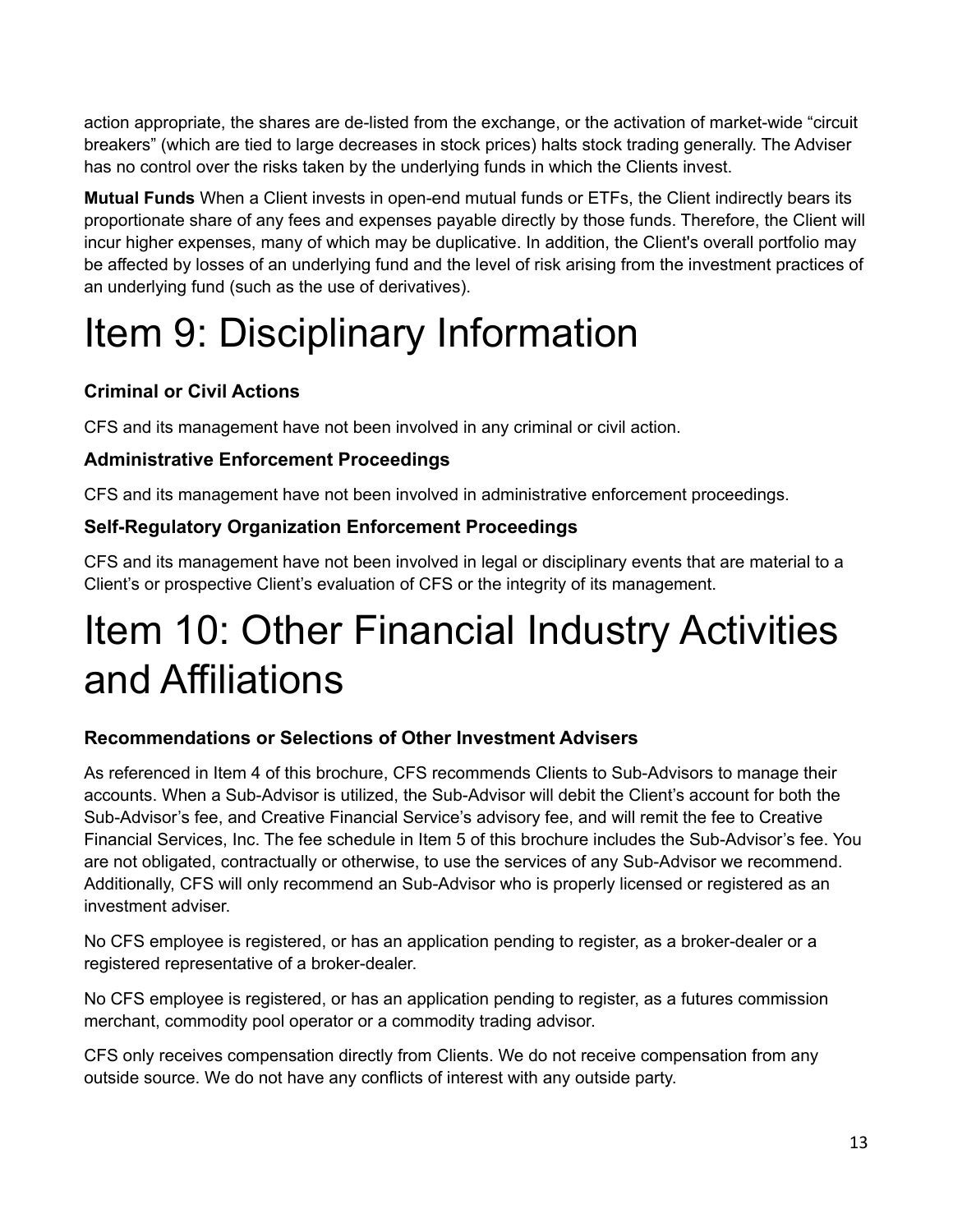action appropriate, the shares are de-listed from the exchange, or the activation of market-wide "circuit breakers" (which are tied to large decreases in stock prices) halts stock trading generally. The Adviser has no control over the risks taken by the underlying funds in which the Clients invest.

**Mutual Funds** When a Client invests in open-end mutual funds or ETFs, the Client indirectly bears its proportionate share of any fees and expenses payable directly by those funds. Therefore, the Client will incur higher expenses, many of which may be duplicative. In addition, the Client's overall portfolio may be affected by losses of an underlying fund and the level of risk arising from the investment practices of an underlying fund (such as the use of derivatives).

# Item 9: Disciplinary Information

### Criminal or Civil Actions

CFS and its management have not been involved in any criminal or civil action.

### Administrative Enforcement Proceedings

CFS and its management have not been involved in administrative enforcement proceedings.

### Self-Regulatory Organization Enforcement Proceedings

CFS and its management have not been involved in legal or disciplinary events that are material to a Client's or prospective Client's evaluation of CFS or the integrity of its management.

# Item 10: Other Financial Industry Activities and Affiliations

### Recommendations or Selections of Other Investment Advisers

As referenced in Item 4 of this brochure, CFS recommends Clients to Sub-Advisors to manage their accounts. When a Sub-Advisor is utilized, the Sub-Advisor will debit the Client's account for both the Sub-Advisor's fee, and Creative Financial Service's advisory fee, and will remit the fee to Creative Financial Services, Inc. The fee schedule in Item 5 of this brochure includes the Sub-Advisor's fee. You are not obligated, contractually or otherwise, to use the services of any Sub-Advisor we recommend. Additionally, CFS will only recommend an Sub-Advisor who is properly licensed or registered as an investment adviser.

No CFS employee is registered, or has an application pending to register, as a broker-dealer or a registered representative of a broker-dealer.

No CFS employee is registered, or has an application pending to register, as a futures commission merchant, commodity pool operator or a commodity trading advisor.

CFS only receives compensation directly from Clients. We do not receive compensation from any outside source. We do not have any conflicts of interest with any outside party.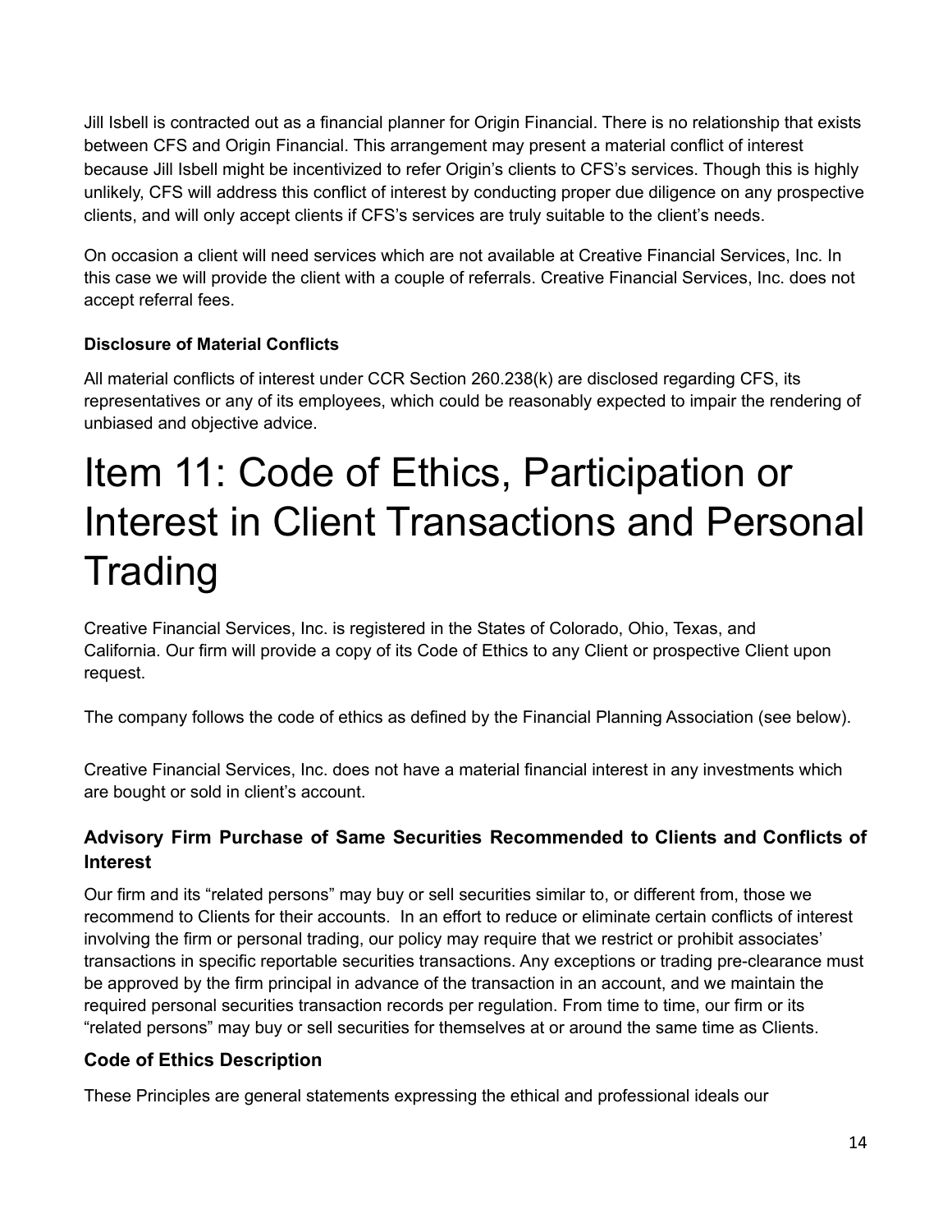Jill Isbell is contracted out as a financial planner for Origin Financial. There is no relationship that exists between CFS and Origin Financial. This arrangement may present a material conflict of interest because Jill Isbell might be incentivized to refer Origin's clients to CFS's services. Though this is highly unlikely, CFS will address this conflict of interest by conducting proper due diligence on any prospective clients, and will only accept clients if CFS's services are truly suitable to the client's needs.

On occasion a client will need services which are not available at Creative Financial Services, Inc. In this case we will provide the client with a couple of referrals. Creative Financial Services, Inc. does not accept referral fees.

### Disclosure of Material Conflicts

All material conflicts of interest under CCR Section 260.238(k) are disclosed regarding CFS, its representatives or any of its employees, which could be reasonably expected to impair the rendering of unbiased and objective advice.

# Item 11: Code of Ethics, Participation or Interest in Client Transactions and Personal Trading

Creative Financial Services, Inc. is registered in the States of Colorado, Ohio, Texas, and California. Our firm will provide a copy of its Code of Ethics to any Client or prospective Client upon request.

The company follows the code of ethics as defined by the Financial Planning Association (see below).

Creative Financial Services, Inc. does not have a material financial interest in any investments which are bought or sold in client's account.

### Advisory Firm Purchase of Same Securities Recommended to Clients and Conflicts of Interest

Our firm and its "related persons" may buy or sell securities similar to, or different from, those we recommend to Clients for their accounts. In an effort to reduce or eliminate certain conflicts of interest involving the firm or personal trading, our policy may require that we restrict or prohibit associates' transactions in specific reportable securities transactions. Any exceptions or trading pre-clearance must be approved by the firm principal in advance of the transaction in an account, and we maintain the required personal securities transaction records per regulation. From time to time, our firm or its "related persons" may buy or sell securities for themselves at or around the same time as Clients.

### Code of Ethics Description

These Principles are general statements expressing the ethical and professional ideals our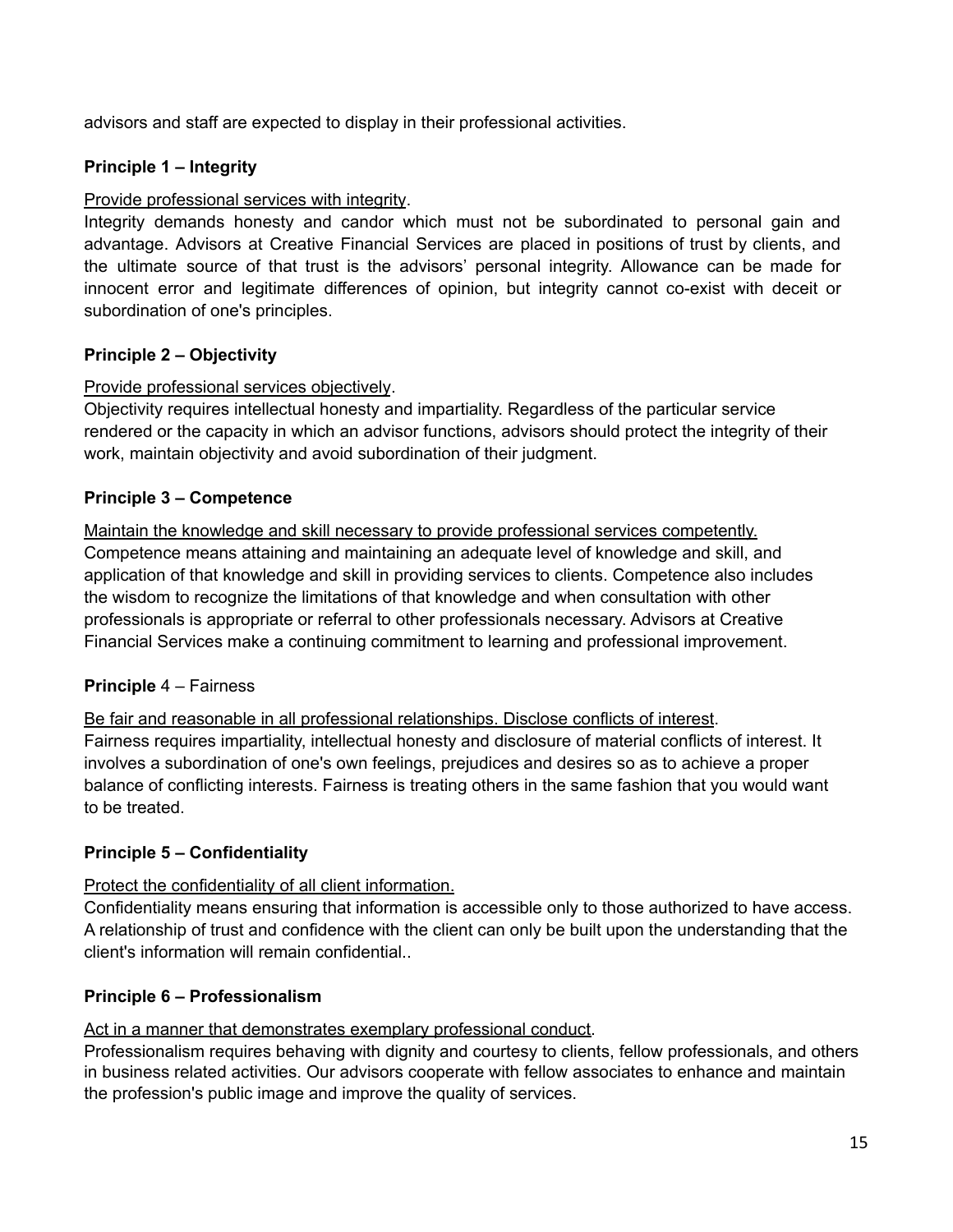advisors and staff are expected to display in their professional activities.

**Principle 1 – Integrity**

<u>Provide professional services with integrity</u>.
Integrity demands honesty and candor which must not be subordinated to personal gain and advantage. Advisors at Creative Financial Services are placed in positions of trust by clients, and the ultimate source of that trust is the advisors' personal integrity. Allowance can be made for innocent error and legitimate differences of opinion, but integrity cannot co-exist with deceit or subordination of one's principles.

**Principle 2 – Objectivity**

<u>Provide professional services objectively</u>.
Objectivity requires intellectual honesty and impartiality. Regardless of the particular service rendered or the capacity in which an advisor functions, advisors should protect the integrity of their work, maintain objectivity and avoid subordination of their judgment.

**Principle 3 – Competence**

<u>Maintain the knowledge and skill necessary to provide professional services competently.</u>
Competence means attaining and maintaining an adequate level of knowledge and skill, and application of that knowledge and skill in providing services to clients. Competence also includes the wisdom to recognize the limitations of that knowledge and when consultation with other professionals is appropriate or referral to other professionals necessary. Advisors at Creative Financial Services make a continuing commitment to learning and professional improvement.

**Principle** 4 – Fairness

<u>Be fair and reasonable in all professional relationships. Disclose conflicts of interest</u>.
Fairness requires impartiality, intellectual honesty and disclosure of material conflicts of interest. It involves a subordination of one's own feelings, prejudices and desires so as to achieve a proper balance of conflicting interests. Fairness is treating others in the same fashion that you would want to be treated.

**Principle 5 – Confidentiality**

<u>Protect the confidentiality of all client information.</u>
Confidentiality means ensuring that information is accessible only to those authorized to have access. A relationship of trust and confidence with the client can only be built upon the understanding that the client's information will remain confidential..

**Principle 6 – Professionalism**

<u>Act in a manner that demonstrates exemplary professional conduct</u>.
Professionalism requires behaving with dignity and courtesy to clients, fellow professionals, and others in business related activities. Our advisors cooperate with fellow associates to enhance and maintain the profession's public image and improve the quality of services.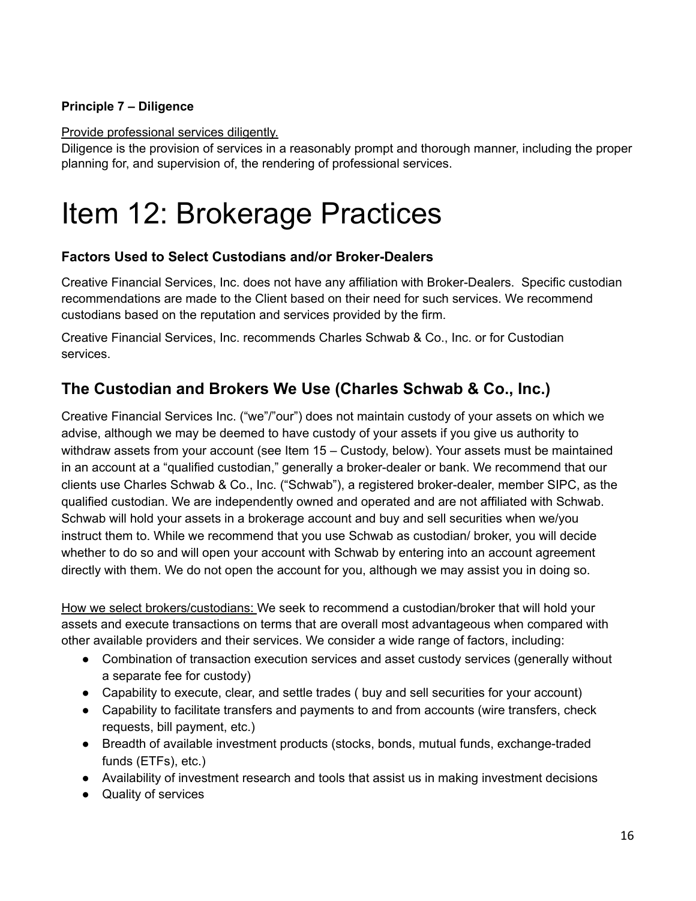**Principle 7 – Diligence**

Provide professional services diligently.
Diligence is the provision of services in a reasonably prompt and thorough manner, including the proper planning for, and supervision of, the rendering of professional services.

# Item 12: Brokerage Practices

### Factors Used to Select Custodians and/or Broker-Dealers

Creative Financial Services, Inc. does not have any affiliation with Broker-Dealers. Specific custodian recommendations are made to the Client based on their need for such services. We recommend custodians based on the reputation and services provided by the firm.

Creative Financial Services, Inc. recommends Charles Schwab & Co., Inc. or for Custodian services.

## The Custodian and Brokers We Use (Charles Schwab & Co., Inc.)

Creative Financial Services Inc. ("we"/"our") does not maintain custody of your assets on which we advise, although we may be deemed to have custody of your assets if you give us authority to withdraw assets from your account (see Item 15 – Custody, below). Your assets must be maintained in an account at a "qualified custodian," generally a broker-dealer or bank. We recommend that our clients use Charles Schwab & Co., Inc. ("Schwab"), a registered broker-dealer, member SIPC, as the qualified custodian. We are independently owned and operated and are not affiliated with Schwab. Schwab will hold your assets in a brokerage account and buy and sell securities when we/you instruct them to. While we recommend that you use Schwab as custodian/ broker, you will decide whether to do so and will open your account with Schwab by entering into an account agreement directly with them. We do not open the account for you, although we may assist you in doing so.

How we select brokers/custodians: We seek to recommend a custodian/broker that will hold your assets and execute transactions on terms that are overall most advantageous when compared with other available providers and their services. We consider a wide range of factors, including:

- Combination of transaction execution services and asset custody services (generally without a separate fee for custody)
- Capability to execute, clear, and settle trades ( buy and sell securities for your account)
- Capability to facilitate transfers and payments to and from accounts (wire transfers, check requests, bill payment, etc.)
- Breadth of available investment products (stocks, bonds, mutual funds, exchange-traded funds (ETFs), etc.)
- Availability of investment research and tools that assist us in making investment decisions
- Quality of services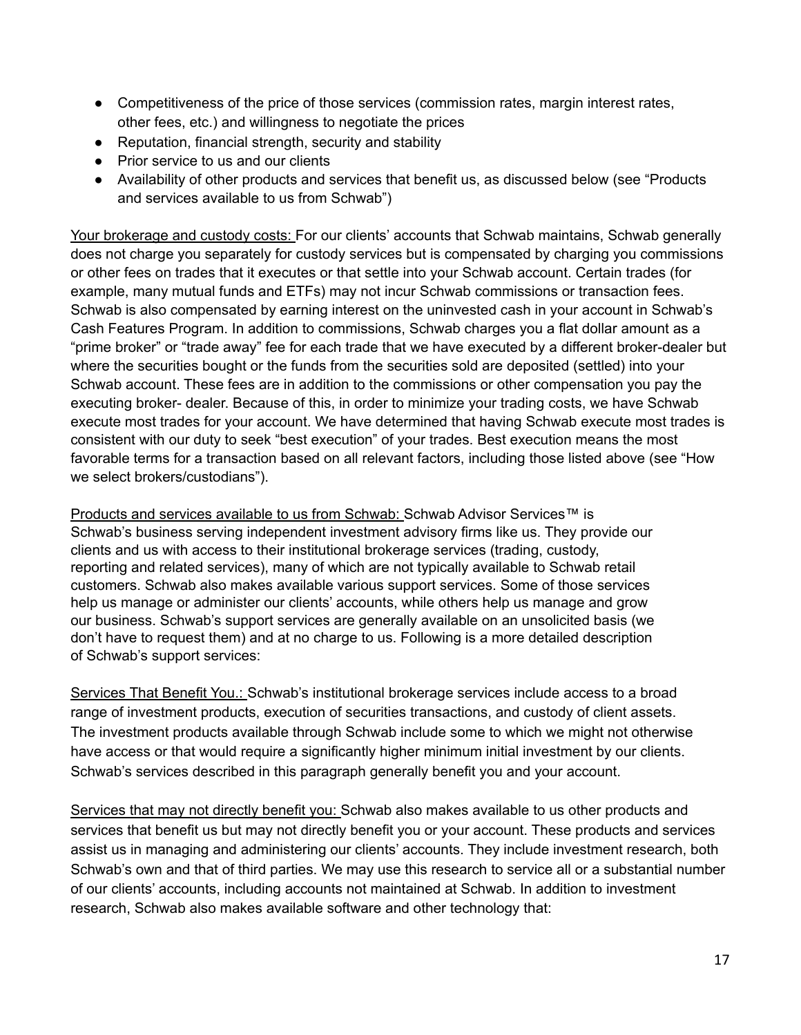- Competitiveness of the price of those services (commission rates, margin interest rates, other fees, etc.) and willingness to negotiate the prices
- Reputation, financial strength, security and stability
- Prior service to us and our clients
- Availability of other products and services that benefit us, as discussed below (see "Products and services available to us from Schwab")

Your brokerage and custody costs: For our clients' accounts that Schwab maintains, Schwab generally does not charge you separately for custody services but is compensated by charging you commissions or other fees on trades that it executes or that settle into your Schwab account. Certain trades (for example, many mutual funds and ETFs) may not incur Schwab commissions or transaction fees. Schwab is also compensated by earning interest on the uninvested cash in your account in Schwab's Cash Features Program. In addition to commissions, Schwab charges you a flat dollar amount as a "prime broker" or "trade away" fee for each trade that we have executed by a different broker-dealer but where the securities bought or the funds from the securities sold are deposited (settled) into your Schwab account. These fees are in addition to the commissions or other compensation you pay the executing broker- dealer. Because of this, in order to minimize your trading costs, we have Schwab execute most trades for your account. We have determined that having Schwab execute most trades is consistent with our duty to seek "best execution" of your trades. Best execution means the most favorable terms for a transaction based on all relevant factors, including those listed above (see "How we select brokers/custodians").

Products and services available to us from Schwab: Schwab Advisor Services™ is Schwab's business serving independent investment advisory firms like us. They provide our clients and us with access to their institutional brokerage services (trading, custody, reporting and related services), many of which are not typically available to Schwab retail customers. Schwab also makes available various support services. Some of those services help us manage or administer our clients' accounts, while others help us manage and grow our business. Schwab's support services are generally available on an unsolicited basis (we don't have to request them) and at no charge to us. Following is a more detailed description of Schwab's support services:

Services That Benefit You.: Schwab's institutional brokerage services include access to a broad range of investment products, execution of securities transactions, and custody of client assets. The investment products available through Schwab include some to which we might not otherwise have access or that would require a significantly higher minimum initial investment by our clients. Schwab's services described in this paragraph generally benefit you and your account.

Services that may not directly benefit you: Schwab also makes available to us other products and services that benefit us but may not directly benefit you or your account. These products and services assist us in managing and administering our clients' accounts. They include investment research, both Schwab's own and that of third parties. We may use this research to service all or a substantial number of our clients' accounts, including accounts not maintained at Schwab. In addition to investment research, Schwab also makes available software and other technology that: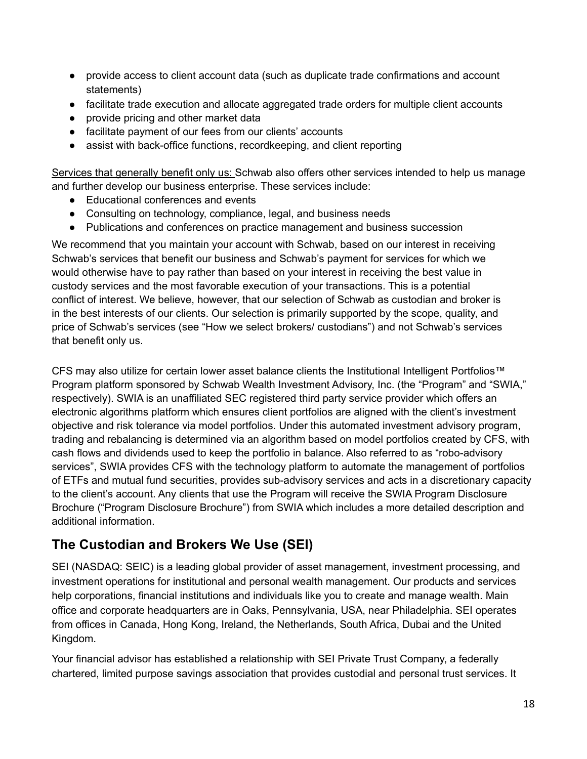- provide access to client account data (such as duplicate trade confirmations and account statements)
- facilitate trade execution and allocate aggregated trade orders for multiple client accounts
- provide pricing and other market data
- facilitate payment of our fees from our clients' accounts
- assist with back-office functions, recordkeeping, and client reporting

Services that generally benefit only us: Schwab also offers other services intended to help us manage and further develop our business enterprise. These services include:

- Educational conferences and events
- Consulting on technology, compliance, legal, and business needs
- Publications and conferences on practice management and business succession

We recommend that you maintain your account with Schwab, based on our interest in receiving Schwab's services that benefit our business and Schwab's payment for services for which we would otherwise have to pay rather than based on your interest in receiving the best value in custody services and the most favorable execution of your transactions. This is a potential conflict of interest. We believe, however, that our selection of Schwab as custodian and broker is in the best interests of our clients. Our selection is primarily supported by the scope, quality, and price of Schwab's services (see "How we select brokers/ custodians") and not Schwab's services that benefit only us.

CFS may also utilize for certain lower asset balance clients the Institutional Intelligent Portfolios™ Program platform sponsored by Schwab Wealth Investment Advisory, Inc. (the "Program" and "SWIA," respectively). SWIA is an unaffiliated SEC registered third party service provider which offers an electronic algorithms platform which ensures client portfolios are aligned with the client's investment objective and risk tolerance via model portfolios. Under this automated investment advisory program, trading and rebalancing is determined via an algorithm based on model portfolios created by CFS, with cash flows and dividends used to keep the portfolio in balance. Also referred to as "robo-advisory services", SWIA provides CFS with the technology platform to automate the management of portfolios of ETFs and mutual fund securities, provides sub-advisory services and acts in a discretionary capacity to the client's account. Any clients that use the Program will receive the SWIA Program Disclosure Brochure ("Program Disclosure Brochure") from SWIA which includes a more detailed description and additional information.

## The Custodian and Brokers We Use (SEI)

SEI (NASDAQ: SEIC) is a leading global provider of asset management, investment processing, and investment operations for institutional and personal wealth management. Our products and services help corporations, financial institutions and individuals like you to create and manage wealth. Main office and corporate headquarters are in Oaks, Pennsylvania, USA, near Philadelphia. SEI operates from offices in Canada, Hong Kong, Ireland, the Netherlands, South Africa, Dubai and the United Kingdom.

Your financial advisor has established a relationship with SEI Private Trust Company, a federally chartered, limited purpose savings association that provides custodial and personal trust services. It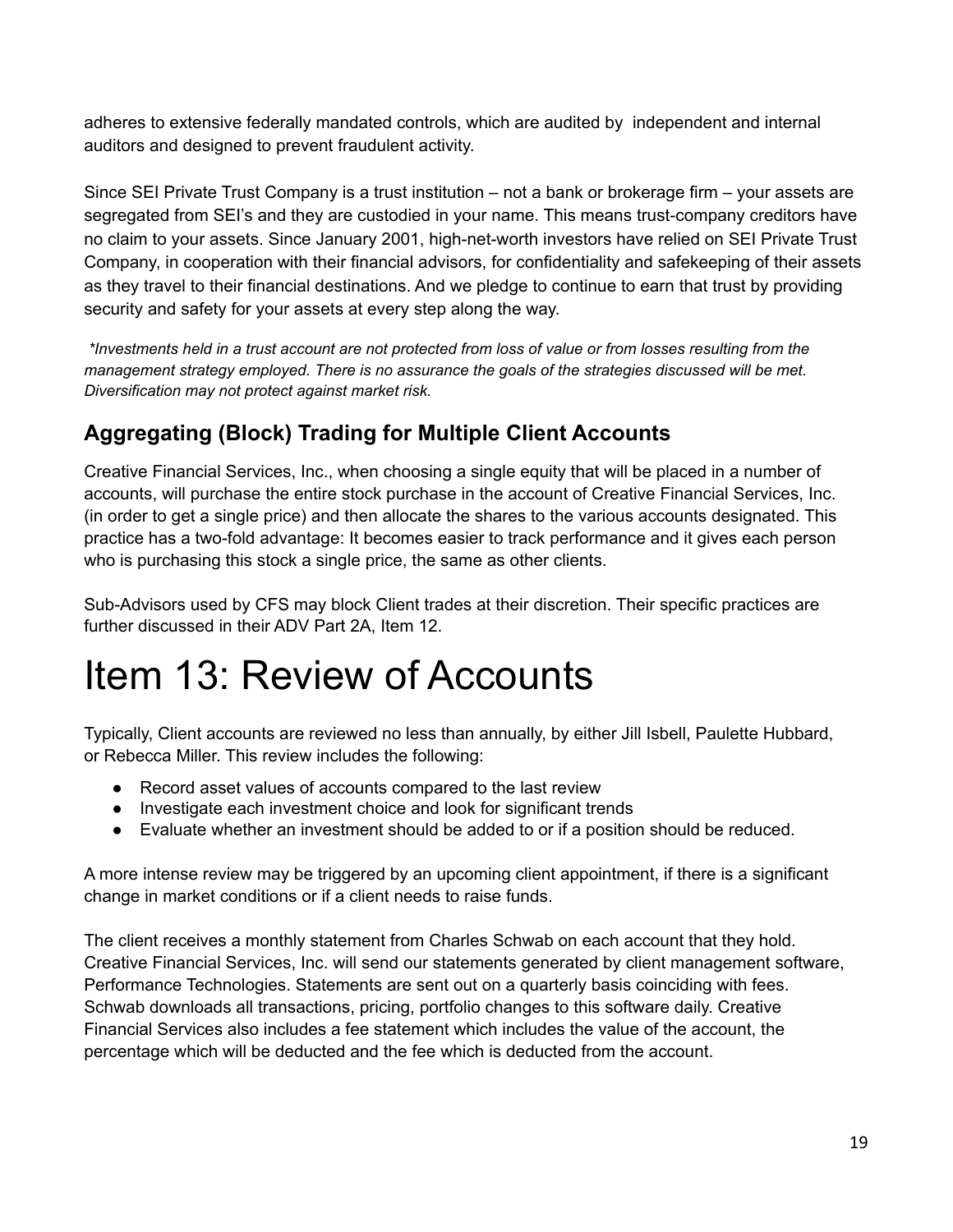adheres to extensive federally mandated controls, which are audited by independent and internal auditors and designed to prevent fraudulent activity.

Since SEI Private Trust Company is a trust institution – not a bank or brokerage firm – your assets are segregated from SEI's and they are custodied in your name. This means trust-company creditors have no claim to your assets. Since January 2001, high-net-worth investors have relied on SEI Private Trust Company, in cooperation with their financial advisors, for confidentiality and safekeeping of their assets as they travel to their financial destinations. And we pledge to continue to earn that trust by providing security and safety for your assets at every step along the way.

*\*Investments held in a trust account are not protected from loss of value or from losses resulting from the management strategy employed. There is no assurance the goals of the strategies discussed will be met. Diversification may not protect against market risk.*

## Aggregating (Block) Trading for Multiple Client Accounts

Creative Financial Services, Inc., when choosing a single equity that will be placed in a number of accounts, will purchase the entire stock purchase in the account of Creative Financial Services, Inc. (in order to get a single price) and then allocate the shares to the various accounts designated. This practice has a two-fold advantage: It becomes easier to track performance and it gives each person who is purchasing this stock a single price, the same as other clients.

Sub-Advisors used by CFS may block Client trades at their discretion. Their specific practices are further discussed in their ADV Part 2A, Item 12.

# Item 13: Review of Accounts

Typically, Client accounts are reviewed no less than annually, by either Jill Isbell, Paulette Hubbard, or Rebecca Miller. This review includes the following:

- Record asset values of accounts compared to the last review
- Investigate each investment choice and look for significant trends
- Evaluate whether an investment should be added to or if a position should be reduced.

A more intense review may be triggered by an upcoming client appointment, if there is a significant change in market conditions or if a client needs to raise funds.

The client receives a monthly statement from Charles Schwab on each account that they hold. Creative Financial Services, Inc. will send our statements generated by client management software, Performance Technologies. Statements are sent out on a quarterly basis coinciding with fees. Schwab downloads all transactions, pricing, portfolio changes to this software daily. Creative Financial Services also includes a fee statement which includes the value of the account, the percentage which will be deducted and the fee which is deducted from the account.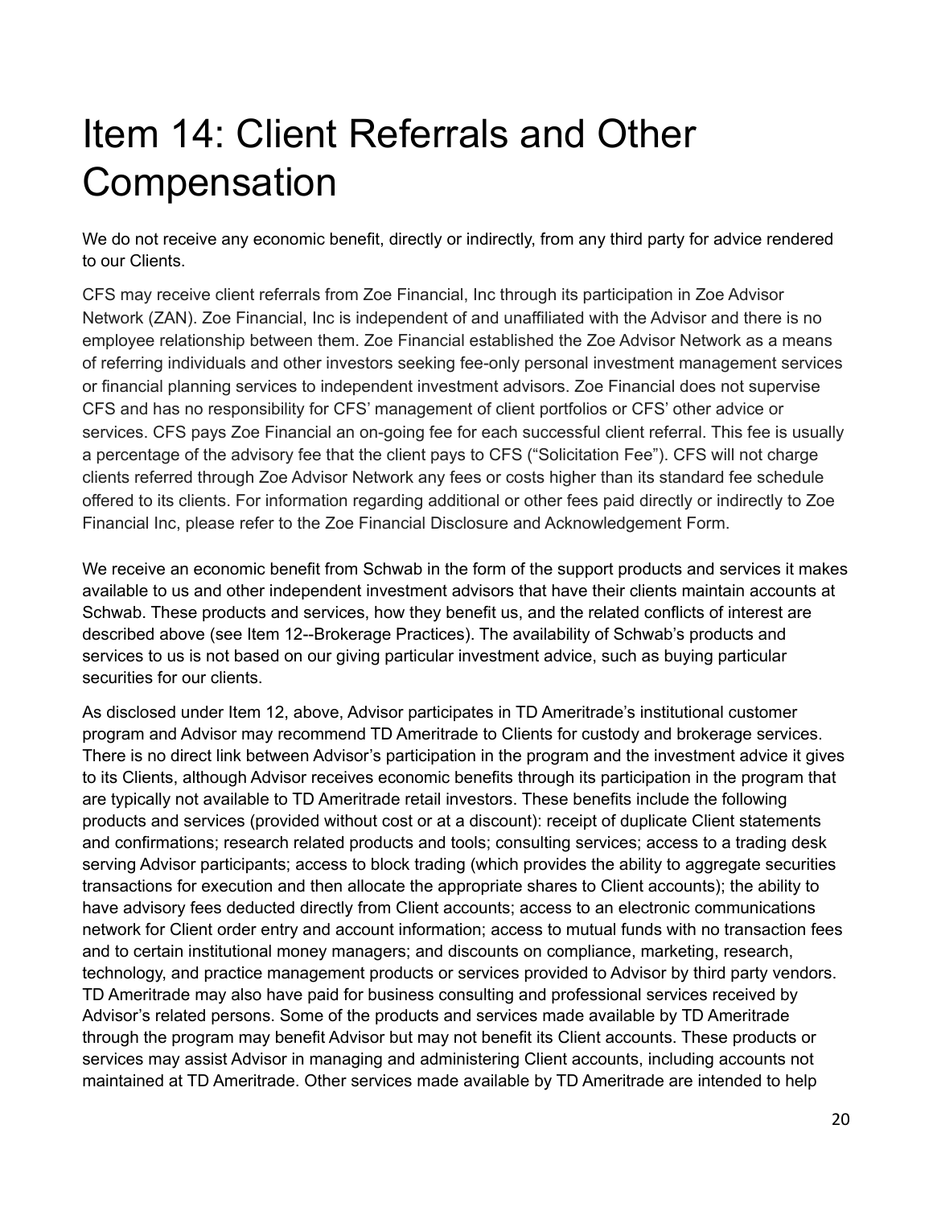# Item 14: Client Referrals and Other Compensation

We do not receive any economic benefit, directly or indirectly, from any third party for advice rendered to our Clients.

CFS may receive client referrals from Zoe Financial, Inc through its participation in Zoe Advisor Network (ZAN). Zoe Financial, Inc is independent of and unaffiliated with the Advisor and there is no employee relationship between them. Zoe Financial established the Zoe Advisor Network as a means of referring individuals and other investors seeking fee-only personal investment management services or financial planning services to independent investment advisors. Zoe Financial does not supervise CFS and has no responsibility for CFS' management of client portfolios or CFS' other advice or services. CFS pays Zoe Financial an on-going fee for each successful client referral. This fee is usually a percentage of the advisory fee that the client pays to CFS ("Solicitation Fee"). CFS will not charge clients referred through Zoe Advisor Network any fees or costs higher than its standard fee schedule offered to its clients. For information regarding additional or other fees paid directly or indirectly to Zoe Financial Inc, please refer to the Zoe Financial Disclosure and Acknowledgement Form.

We receive an economic benefit from Schwab in the form of the support products and services it makes available to us and other independent investment advisors that have their clients maintain accounts at Schwab. These products and services, how they benefit us, and the related conflicts of interest are described above (see Item 12--Brokerage Practices). The availability of Schwab's products and services to us is not based on our giving particular investment advice, such as buying particular securities for our clients.

As disclosed under Item 12, above, Advisor participates in TD Ameritrade's institutional customer program and Advisor may recommend TD Ameritrade to Clients for custody and brokerage services. There is no direct link between Advisor's participation in the program and the investment advice it gives to its Clients, although Advisor receives economic benefits through its participation in the program that are typically not available to TD Ameritrade retail investors. These benefits include the following products and services (provided without cost or at a discount): receipt of duplicate Client statements and confirmations; research related products and tools; consulting services; access to a trading desk serving Advisor participants; access to block trading (which provides the ability to aggregate securities transactions for execution and then allocate the appropriate shares to Client accounts); the ability to have advisory fees deducted directly from Client accounts; access to an electronic communications network for Client order entry and account information; access to mutual funds with no transaction fees and to certain institutional money managers; and discounts on compliance, marketing, research, technology, and practice management products or services provided to Advisor by third party vendors. TD Ameritrade may also have paid for business consulting and professional services received by Advisor's related persons. Some of the products and services made available by TD Ameritrade through the program may benefit Advisor but may not benefit its Client accounts. These products or services may assist Advisor in managing and administering Client accounts, including accounts not maintained at TD Ameritrade. Other services made available by TD Ameritrade are intended to help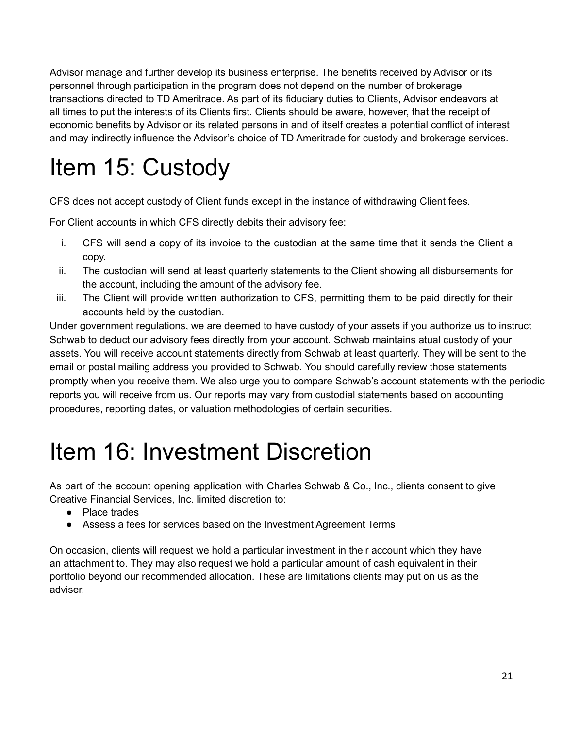Advisor manage and further develop its business enterprise. The benefits received by Advisor or its personnel through participation in the program does not depend on the number of brokerage transactions directed to TD Ameritrade. As part of its fiduciary duties to Clients, Advisor endeavors at all times to put the interests of its Clients first. Clients should be aware, however, that the receipt of economic benefits by Advisor or its related persons in and of itself creates a potential conflict of interest and may indirectly influence the Advisor's choice of TD Ameritrade for custody and brokerage services.

# Item 15: Custody

CFS does not accept custody of Client funds except in the instance of withdrawing Client fees.

For Client accounts in which CFS directly debits their advisory fee:

i. CFS will send a copy of its invoice to the custodian at the same time that it sends the Client a copy.
ii. The custodian will send at least quarterly statements to the Client showing all disbursements for the account, including the amount of the advisory fee.
iii. The Client will provide written authorization to CFS, permitting them to be paid directly for their accounts held by the custodian.

Under government regulations, we are deemed to have custody of your assets if you authorize us to instruct Schwab to deduct our advisory fees directly from your account. Schwab maintains atual custody of your assets. You will receive account statements directly from Schwab at least quarterly. They will be sent to the email or postal mailing address you provided to Schwab. You should carefully review those statements promptly when you receive them. We also urge you to compare Schwab's account statements with the periodic reports you will receive from us. Our reports may vary from custodial statements based on accounting procedures, reporting dates, or valuation methodologies of certain securities.

# Item 16: Investment Discretion

As part of the account opening application with Charles Schwab & Co., Inc., clients consent to give Creative Financial Services, Inc. limited discretion to:

- Place trades
- Assess a fees for services based on the Investment Agreement Terms

On occasion, clients will request we hold a particular investment in their account which they have an attachment to. They may also request we hold a particular amount of cash equivalent in their portfolio beyond our recommended allocation. These are limitations clients may put on us as the adviser.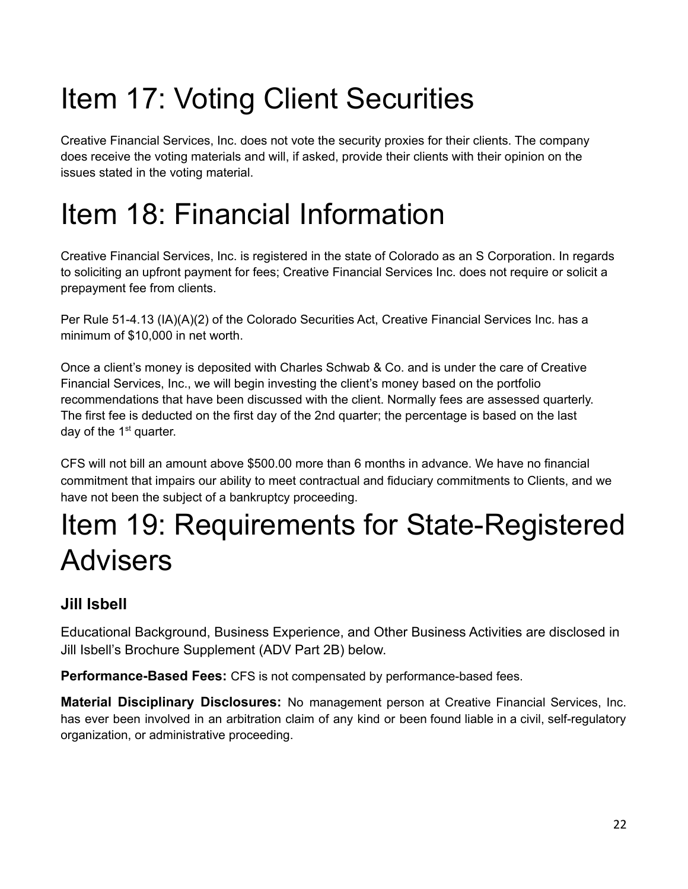# Item 17: Voting Client Securities

Creative Financial Services, Inc. does not vote the security proxies for their clients. The company does receive the voting materials and will, if asked, provide their clients with their opinion on the issues stated in the voting material.

# Item 18: Financial Information

Creative Financial Services, Inc. is registered in the state of Colorado as an S Corporation. In regards to soliciting an upfront payment for fees; Creative Financial Services Inc. does not require or solicit a prepayment fee from clients.

Per Rule 51-4.13 (IA)(A)(2) of the Colorado Securities Act, Creative Financial Services Inc. has a minimum of $10,000 in net worth.

Once a client's money is deposited with Charles Schwab & Co. and is under the care of Creative Financial Services, Inc., we will begin investing the client's money based on the portfolio recommendations that have been discussed with the client. Normally fees are assessed quarterly. The first fee is deducted on the first day of the 2nd quarter; the percentage is based on the last day of the 1st quarter.

CFS will not bill an amount above $500.00 more than 6 months in advance. We have no financial commitment that impairs our ability to meet contractual and fiduciary commitments to Clients, and we have not been the subject of a bankruptcy proceeding.

# Item 19: Requirements for State-Registered Advisers

### Jill Isbell

Educational Background, Business Experience, and Other Business Activities are disclosed in Jill Isbell's Brochure Supplement (ADV Part 2B) below.

**Performance-Based Fees:** CFS is not compensated by performance-based fees.

**Material Disciplinary Disclosures:** No management person at Creative Financial Services, Inc. has ever been involved in an arbitration claim of any kind or been found liable in a civil, self-regulatory organization, or administrative proceeding.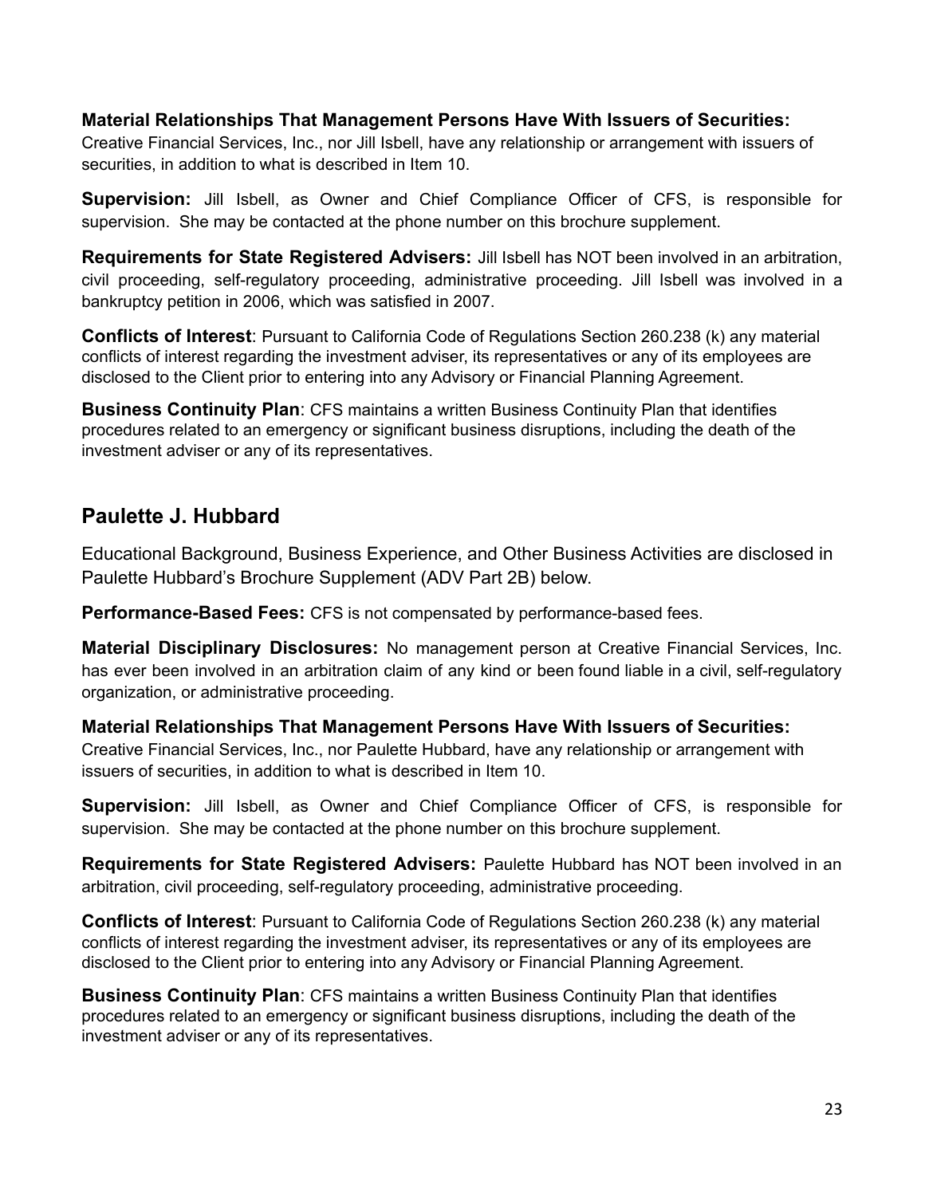**Material Relationships That Management Persons Have With Issuers of Securities:**
Creative Financial Services, Inc., nor Jill Isbell, have any relationship or arrangement with issuers of securities, in addition to what is described in Item 10.

**Supervision:** Jill Isbell, as Owner and Chief Compliance Officer of CFS, is responsible for supervision. She may be contacted at the phone number on this brochure supplement.

**Requirements for State Registered Advisers:** Jill Isbell has NOT been involved in an arbitration, civil proceeding, self-regulatory proceeding, administrative proceeding. Jill Isbell was involved in a bankruptcy petition in 2006, which was satisfied in 2007.

**Conflicts of Interest**: Pursuant to California Code of Regulations Section 260.238 (k) any material conflicts of interest regarding the investment adviser, its representatives or any of its employees are disclosed to the Client prior to entering into any Advisory or Financial Planning Agreement.

**Business Continuity Plan**: CFS maintains a written Business Continuity Plan that identifies procedures related to an emergency or significant business disruptions, including the death of the investment adviser or any of its representatives.

## Paulette J. Hubbard

Educational Background, Business Experience, and Other Business Activities are disclosed in Paulette Hubbard's Brochure Supplement (ADV Part 2B) below.

**Performance-Based Fees:** CFS is not compensated by performance-based fees.

**Material Disciplinary Disclosures:** No management person at Creative Financial Services, Inc. has ever been involved in an arbitration claim of any kind or been found liable in a civil, self-regulatory organization, or administrative proceeding.

**Material Relationships That Management Persons Have With Issuers of Securities:**
Creative Financial Services, Inc., nor Paulette Hubbard, have any relationship or arrangement with issuers of securities, in addition to what is described in Item 10.

**Supervision:** Jill Isbell, as Owner and Chief Compliance Officer of CFS, is responsible for supervision. She may be contacted at the phone number on this brochure supplement.

**Requirements for State Registered Advisers:** Paulette Hubbard has NOT been involved in an arbitration, civil proceeding, self-regulatory proceeding, administrative proceeding.

**Conflicts of Interest**: Pursuant to California Code of Regulations Section 260.238 (k) any material conflicts of interest regarding the investment adviser, its representatives or any of its employees are disclosed to the Client prior to entering into any Advisory or Financial Planning Agreement.

**Business Continuity Plan**: CFS maintains a written Business Continuity Plan that identifies procedures related to an emergency or significant business disruptions, including the death of the investment adviser or any of its representatives.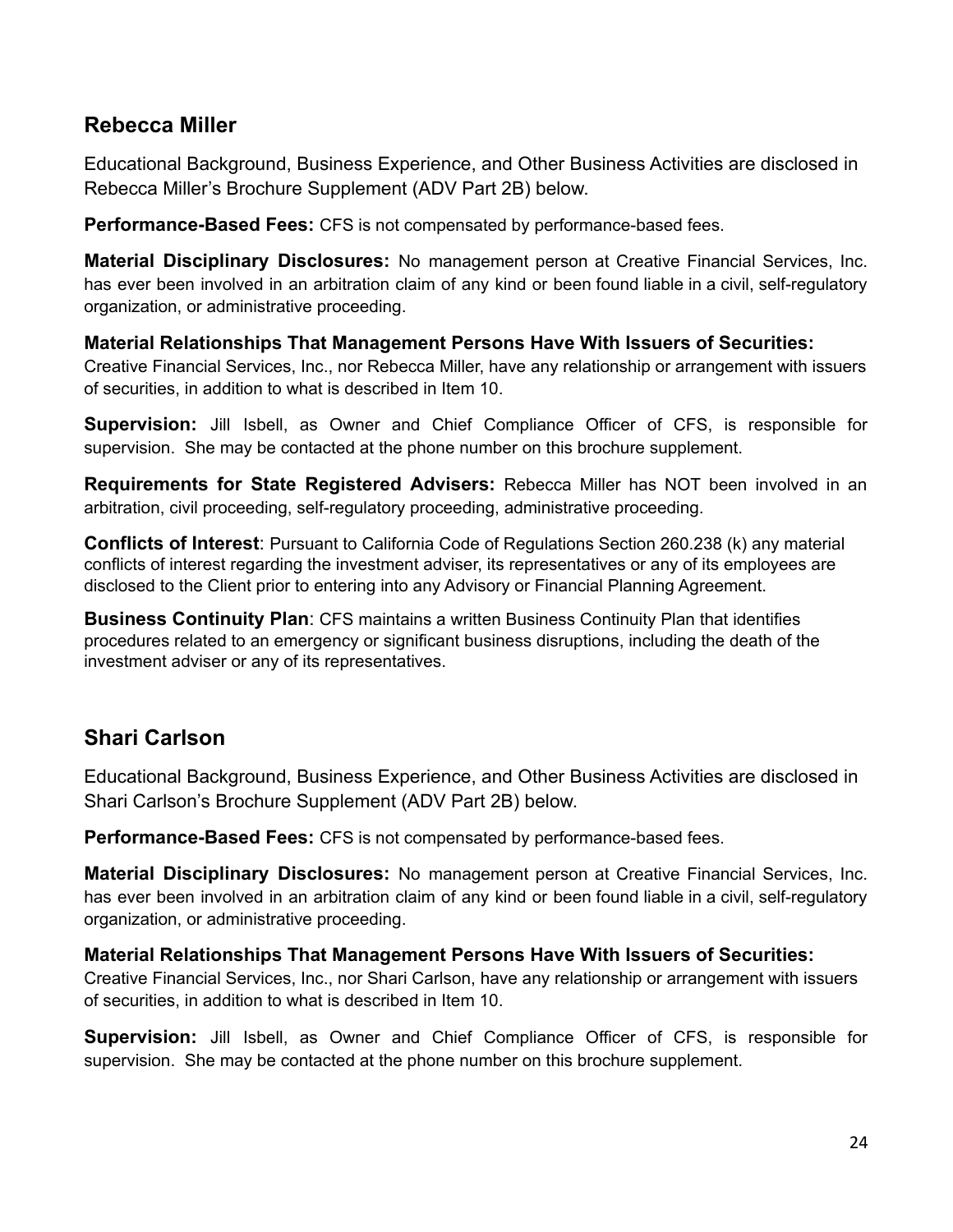## Rebecca Miller

Educational Background, Business Experience, and Other Business Activities are disclosed in Rebecca Miller's Brochure Supplement (ADV Part 2B) below.

**Performance-Based Fees:** CFS is not compensated by performance-based fees.

**Material Disciplinary Disclosures:** No management person at Creative Financial Services, Inc. has ever been involved in an arbitration claim of any kind or been found liable in a civil, self-regulatory organization, or administrative proceeding.

**Material Relationships That Management Persons Have With Issuers of Securities:** Creative Financial Services, Inc., nor Rebecca Miller, have any relationship or arrangement with issuers of securities, in addition to what is described in Item 10.

**Supervision:** Jill Isbell, as Owner and Chief Compliance Officer of CFS, is responsible for supervision. She may be contacted at the phone number on this brochure supplement.

**Requirements for State Registered Advisers:** Rebecca Miller has NOT been involved in an arbitration, civil proceeding, self-regulatory proceeding, administrative proceeding.

**Conflicts of Interest**: Pursuant to California Code of Regulations Section 260.238 (k) any material conflicts of interest regarding the investment adviser, its representatives or any of its employees are disclosed to the Client prior to entering into any Advisory or Financial Planning Agreement.

**Business Continuity Plan**: CFS maintains a written Business Continuity Plan that identifies procedures related to an emergency or significant business disruptions, including the death of the investment adviser or any of its representatives.

## Shari Carlson

Educational Background, Business Experience, and Other Business Activities are disclosed in Shari Carlson's Brochure Supplement (ADV Part 2B) below.

**Performance-Based Fees:** CFS is not compensated by performance-based fees.

**Material Disciplinary Disclosures:** No management person at Creative Financial Services, Inc. has ever been involved in an arbitration claim of any kind or been found liable in a civil, self-regulatory organization, or administrative proceeding.

**Material Relationships That Management Persons Have With Issuers of Securities:** Creative Financial Services, Inc., nor Shari Carlson, have any relationship or arrangement with issuers of securities, in addition to what is described in Item 10.

**Supervision:** Jill Isbell, as Owner and Chief Compliance Officer of CFS, is responsible for supervision. She may be contacted at the phone number on this brochure supplement.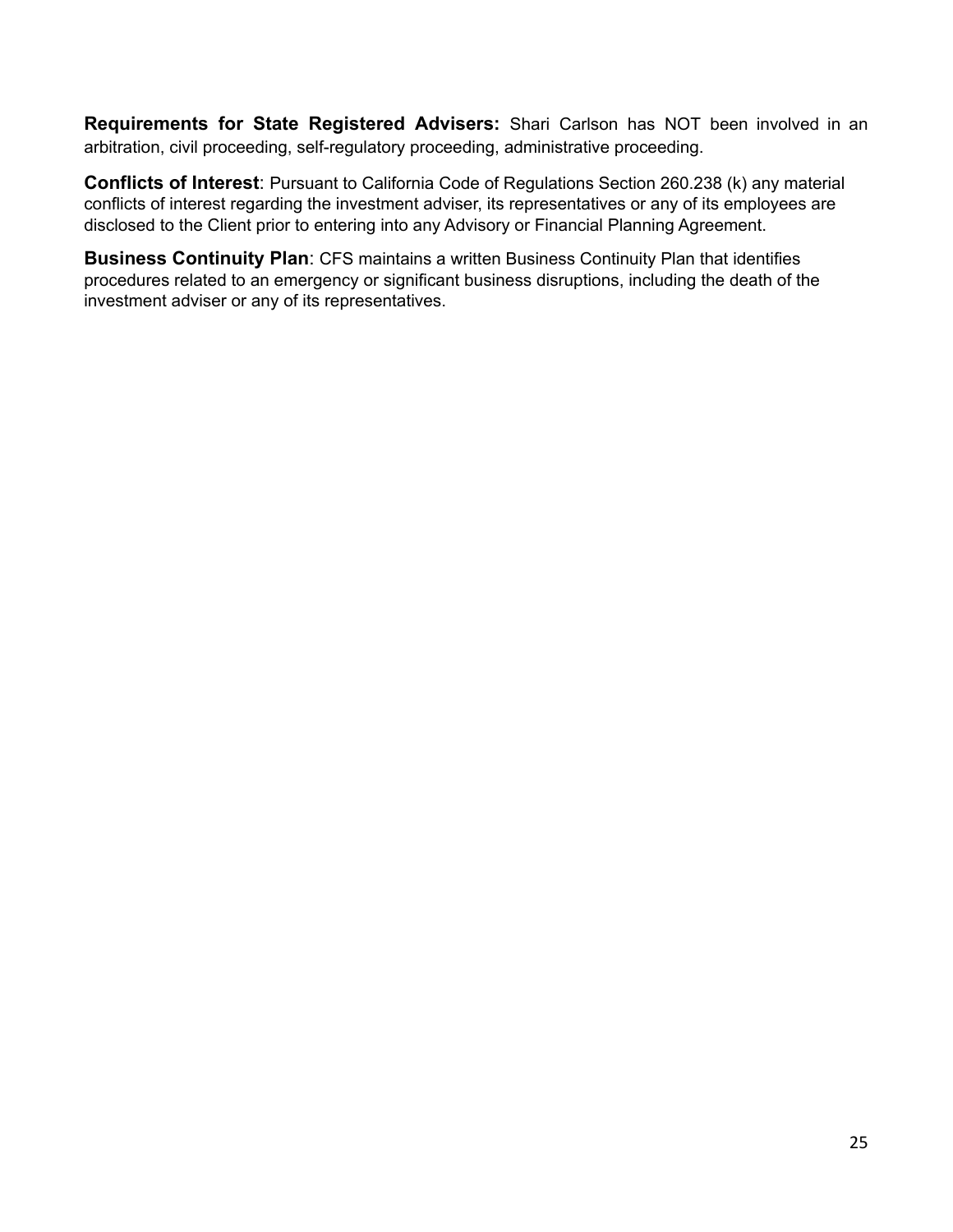**Requirements for State Registered Advisers:** Shari Carlson has NOT been involved in an arbitration, civil proceeding, self-regulatory proceeding, administrative proceeding.

**Conflicts of Interest**: Pursuant to California Code of Regulations Section 260.238 (k) any material conflicts of interest regarding the investment adviser, its representatives or any of its employees are disclosed to the Client prior to entering into any Advisory or Financial Planning Agreement.

**Business Continuity Plan**: CFS maintains a written Business Continuity Plan that identifies procedures related to an emergency or significant business disruptions, including the death of the investment adviser or any of its representatives.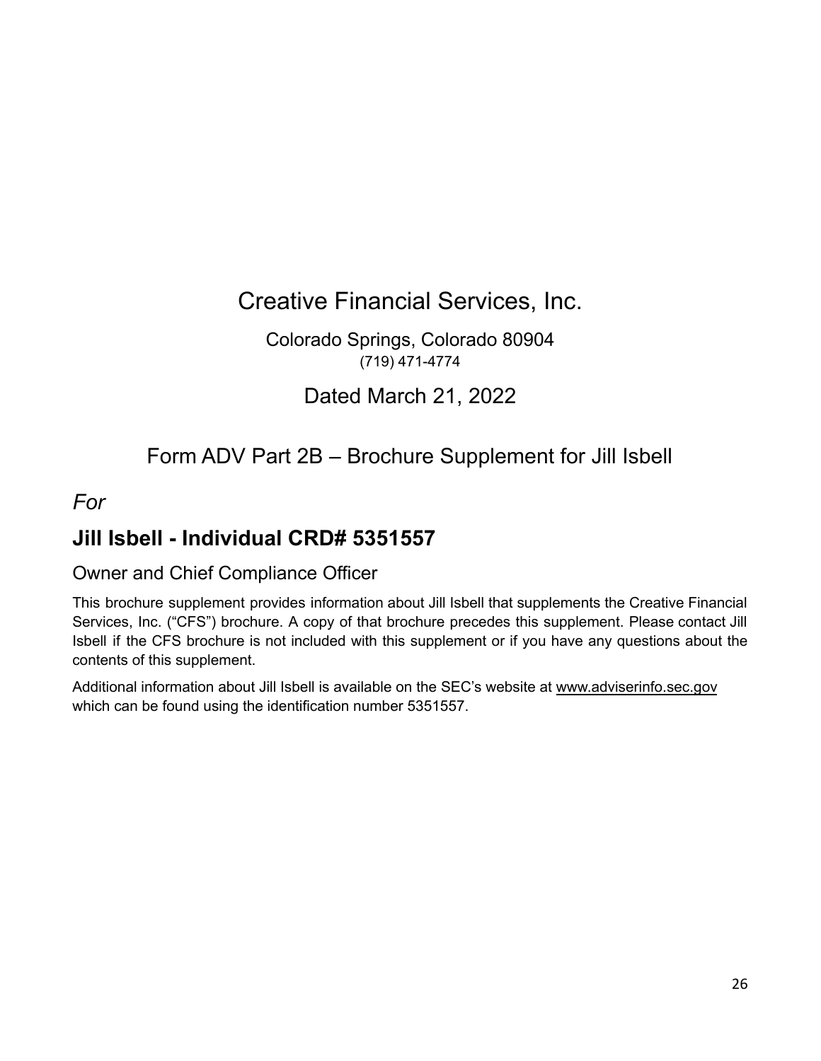# Creative Financial Services, Inc.

Colorado Springs, Colorado 80904
(719) 471-4774

Dated March 21, 2022

## Form ADV Part 2B – Brochure Supplement for Jill Isbell

*For*

## Jill Isbell - Individual CRD# 5351557

### Owner and Chief Compliance Officer

This brochure supplement provides information about Jill Isbell that supplements the Creative Financial Services, Inc. ("CFS") brochure. A copy of that brochure precedes this supplement. Please contact Jill Isbell if the CFS brochure is not included with this supplement or if you have any questions about the contents of this supplement.

Additional information about Jill Isbell is available on the SEC's website at www.adviserinfo.sec.gov which can be found using the identification number 5351557.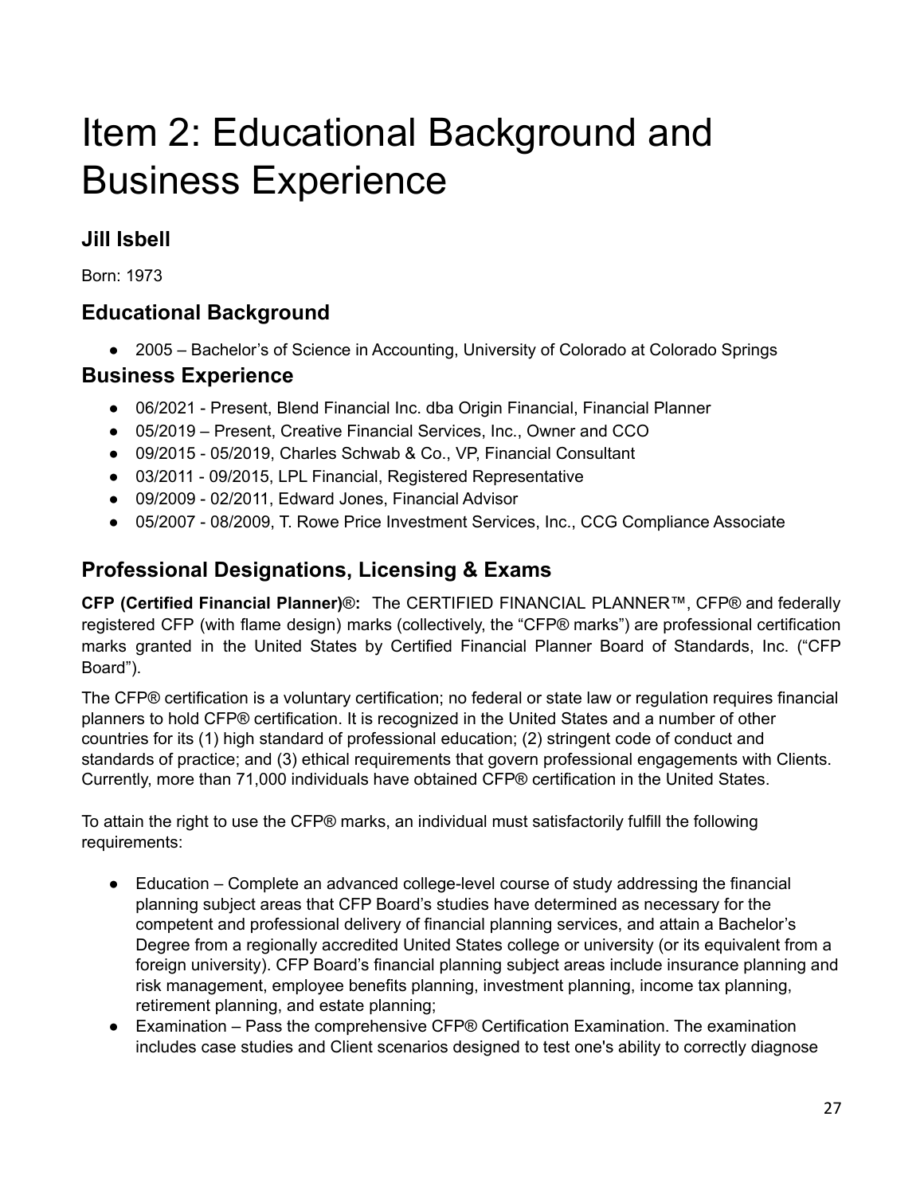# Item 2: Educational Background and Business Experience

## Jill Isbell

Born: 1973

## Educational Background

- 2005 – Bachelor's of Science in Accounting, University of Colorado at Colorado Springs

## Business Experience

- 06/2021 - Present, Blend Financial Inc. dba Origin Financial, Financial Planner
- 05/2019 – Present, Creative Financial Services, Inc., Owner and CCO
- 09/2015 - 05/2019, Charles Schwab & Co., VP, Financial Consultant
- 03/2011 - 09/2015, LPL Financial, Registered Representative
- 09/2009 - 02/2011, Edward Jones, Financial Advisor
- 05/2007 - 08/2009, T. Rowe Price Investment Services, Inc., CCG Compliance Associate

## Professional Designations, Licensing & Exams

**CFP (Certified Financial Planner)®:** The CERTIFIED FINANCIAL PLANNER™, CFP® and federally registered CFP (with flame design) marks (collectively, the "CFP® marks") are professional certification marks granted in the United States by Certified Financial Planner Board of Standards, Inc. ("CFP Board").

The CFP® certification is a voluntary certification; no federal or state law or regulation requires financial planners to hold CFP® certification. It is recognized in the United States and a number of other countries for its (1) high standard of professional education; (2) stringent code of conduct and standards of practice; and (3) ethical requirements that govern professional engagements with Clients. Currently, more than 71,000 individuals have obtained CFP® certification in the United States.

To attain the right to use the CFP® marks, an individual must satisfactorily fulfill the following requirements:

- Education – Complete an advanced college-level course of study addressing the financial planning subject areas that CFP Board's studies have determined as necessary for the competent and professional delivery of financial planning services, and attain a Bachelor's Degree from a regionally accredited United States college or university (or its equivalent from a foreign university). CFP Board's financial planning subject areas include insurance planning and risk management, employee benefits planning, investment planning, income tax planning, retirement planning, and estate planning;
- Examination – Pass the comprehensive CFP® Certification Examination. The examination includes case studies and Client scenarios designed to test one's ability to correctly diagnose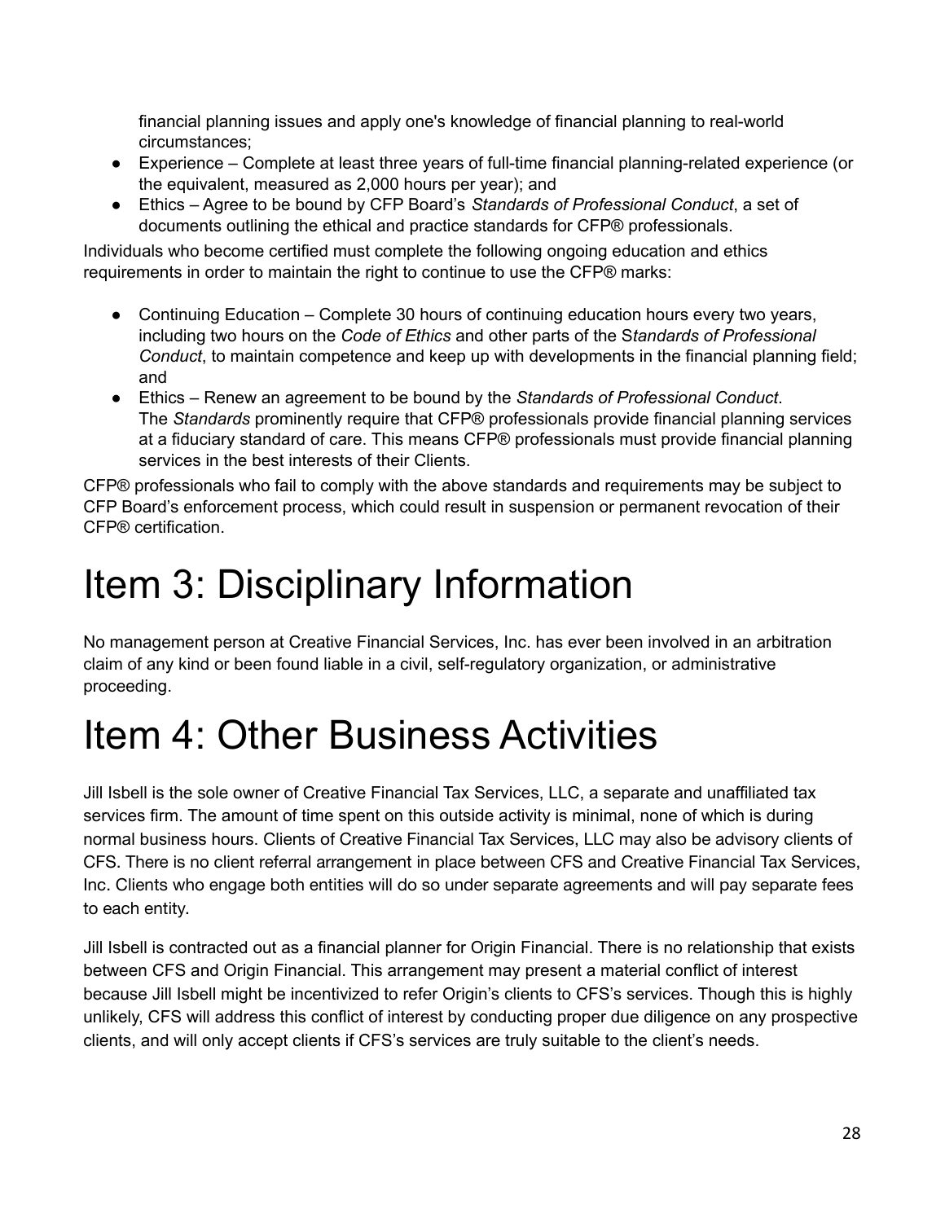financial planning issues and apply one's knowledge of financial planning to real-world circumstances;
- Experience – Complete at least three years of full-time financial planning-related experience (or the equivalent, measured as 2,000 hours per year); and
- Ethics – Agree to be bound by CFP Board's *Standards of Professional Conduct*, a set of documents outlining the ethical and practice standards for CFP® professionals.

Individuals who become certified must complete the following ongoing education and ethics requirements in order to maintain the right to continue to use the CFP® marks:

- Continuing Education – Complete 30 hours of continuing education hours every two years, including two hours on the *Code of Ethics* and other parts of the S*tandards of Professional Conduct*, to maintain competence and keep up with developments in the financial planning field; and
- Ethics – Renew an agreement to be bound by the *Standards of Professional Conduct*. The *Standards* prominently require that CFP® professionals provide financial planning services at a fiduciary standard of care. This means CFP® professionals must provide financial planning services in the best interests of their Clients.

CFP® professionals who fail to comply with the above standards and requirements may be subject to CFP Board's enforcement process, which could result in suspension or permanent revocation of their CFP® certification.

# Item 3: Disciplinary Information

No management person at Creative Financial Services, Inc. has ever been involved in an arbitration claim of any kind or been found liable in a civil, self-regulatory organization, or administrative proceeding.

# Item 4: Other Business Activities

Jill Isbell is the sole owner of Creative Financial Tax Services, LLC, a separate and unaffiliated tax services firm. The amount of time spent on this outside activity is minimal, none of which is during normal business hours. Clients of Creative Financial Tax Services, LLC may also be advisory clients of CFS. There is no client referral arrangement in place between CFS and Creative Financial Tax Services, Inc. Clients who engage both entities will do so under separate agreements and will pay separate fees to each entity.

Jill Isbell is contracted out as a financial planner for Origin Financial. There is no relationship that exists between CFS and Origin Financial. This arrangement may present a material conflict of interest because Jill Isbell might be incentivized to refer Origin's clients to CFS's services. Though this is highly unlikely, CFS will address this conflict of interest by conducting proper due diligence on any prospective clients, and will only accept clients if CFS's services are truly suitable to the client's needs.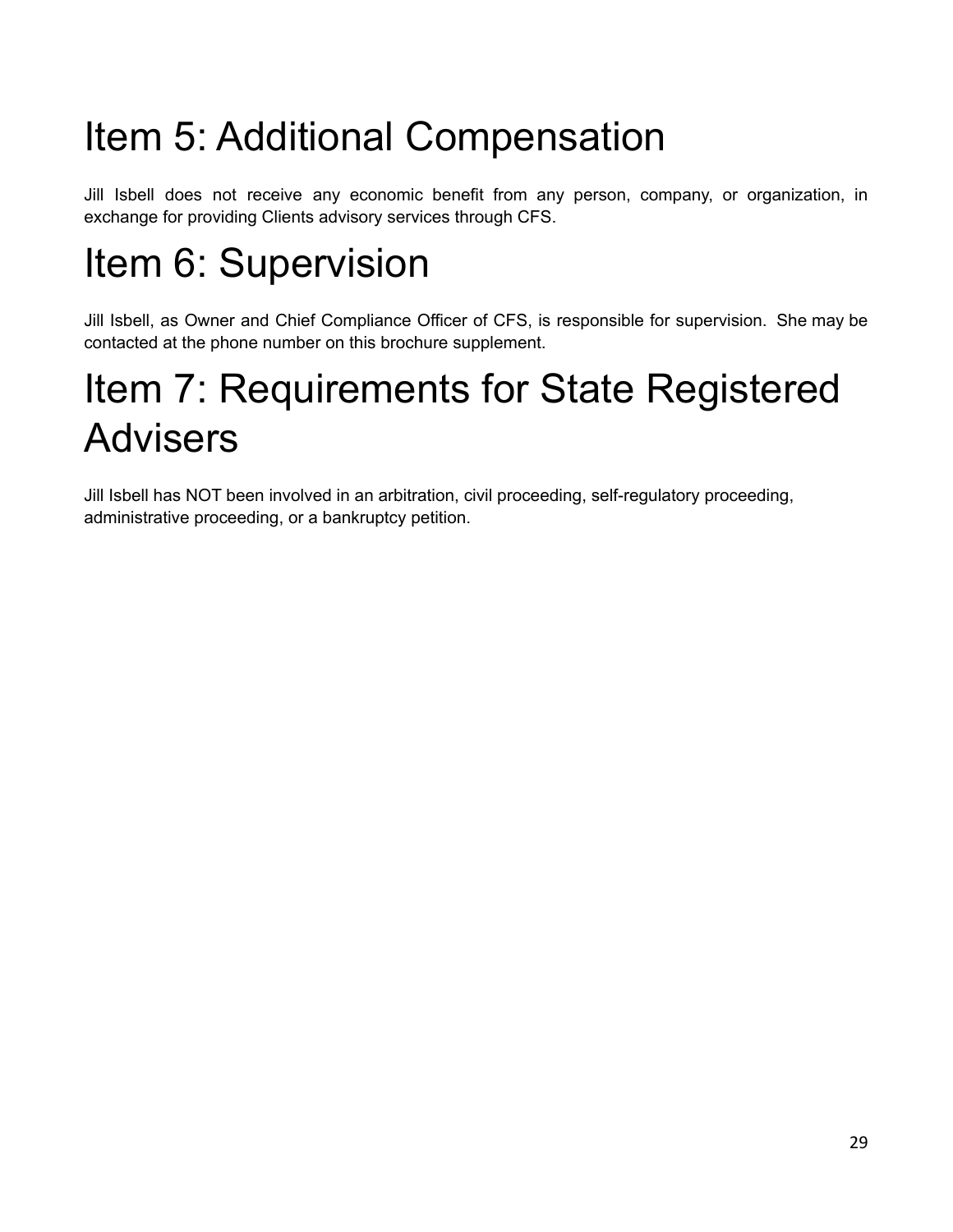# Item 5: Additional Compensation

Jill Isbell does not receive any economic benefit from any person, company, or organization, in exchange for providing Clients advisory services through CFS.

# Item 6: Supervision

Jill Isbell, as Owner and Chief Compliance Officer of CFS, is responsible for supervision. She may be contacted at the phone number on this brochure supplement.

# Item 7: Requirements for State Registered Advisers

Jill Isbell has NOT been involved in an arbitration, civil proceeding, self-regulatory proceeding, administrative proceeding, or a bankruptcy petition.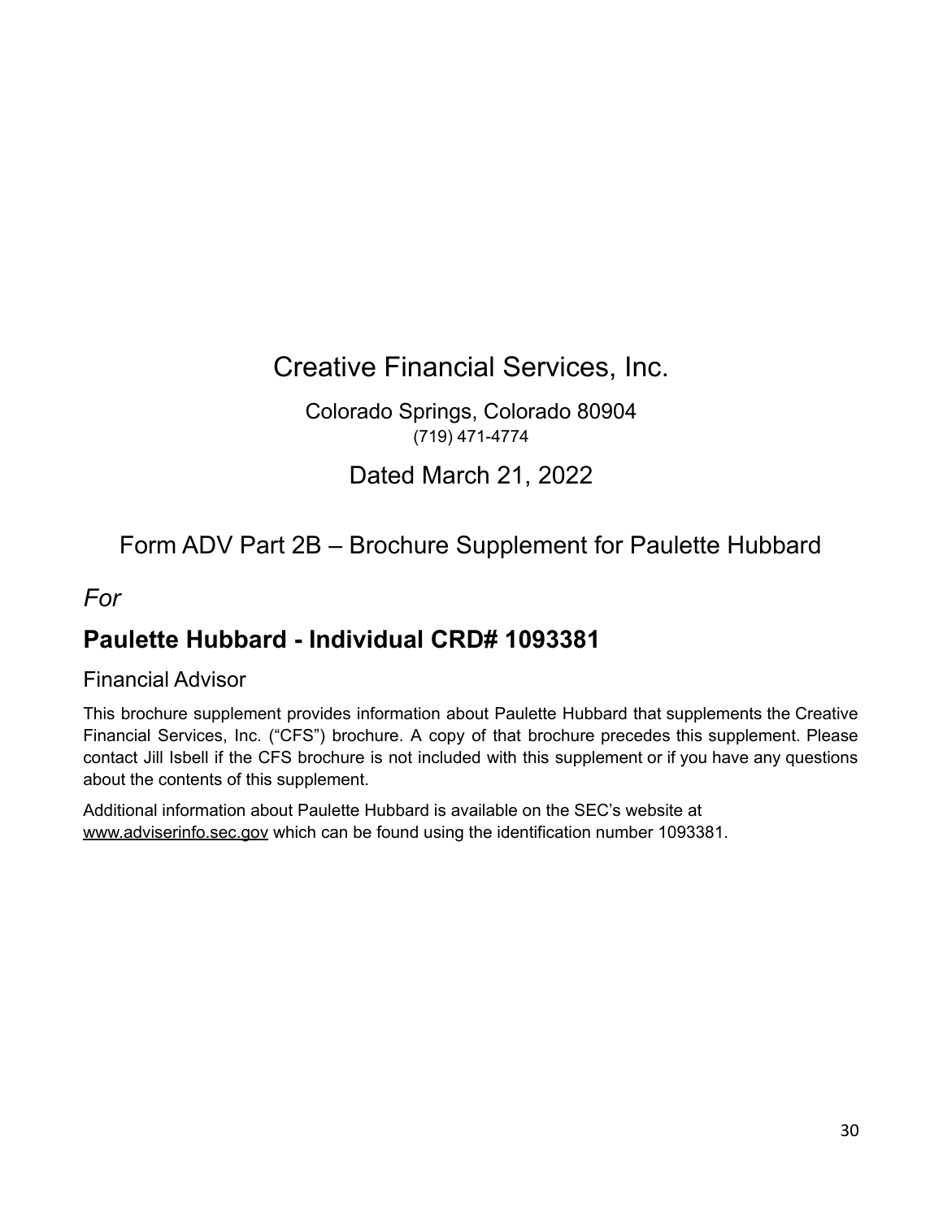# Creative Financial Services, Inc.

Colorado Springs, Colorado 80904

(719) 471-4774

Dated March 21, 2022

## Form ADV Part 2B – Brochure Supplement for Paulette Hubbard

*For*

## **Paulette Hubbard - Individual CRD# 1093381**

### Financial Advisor

This brochure supplement provides information about Paulette Hubbard that supplements the Creative Financial Services, Inc. ("CFS") brochure. A copy of that brochure precedes this supplement. Please contact Jill Isbell if the CFS brochure is not included with this supplement or if you have any questions about the contents of this supplement.

Additional information about Paulette Hubbard is available on the SEC's website at www.adviserinfo.sec.gov which can be found using the identification number 1093381.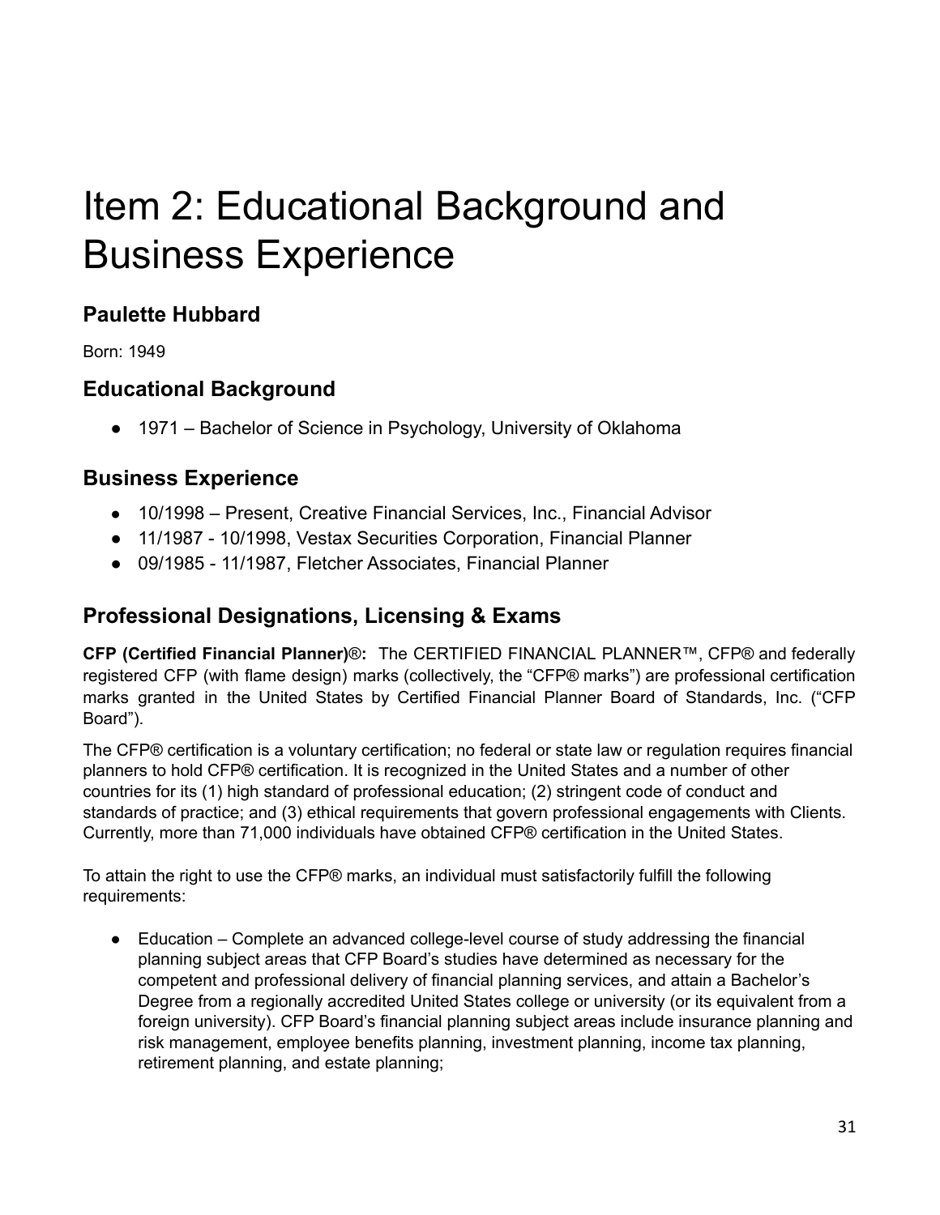# Item 2: Educational Background and Business Experience

## Paulette Hubbard

Born: 1949

## Educational Background

- 1971 – Bachelor of Science in Psychology, University of Oklahoma

## Business Experience

- 10/1998 – Present, Creative Financial Services, Inc., Financial Advisor
- 11/1987 - 10/1998, Vestax Securities Corporation, Financial Planner
- 09/1985 - 11/1987, Fletcher Associates, Financial Planner

## Professional Designations, Licensing & Exams

**CFP (Certified Financial Planner)®:** The CERTIFIED FINANCIAL PLANNER™, CFP® and federally registered CFP (with flame design) marks (collectively, the "CFP® marks") are professional certification marks granted in the United States by Certified Financial Planner Board of Standards, Inc. ("CFP Board").

The CFP® certification is a voluntary certification; no federal or state law or regulation requires financial planners to hold CFP® certification. It is recognized in the United States and a number of other countries for its (1) high standard of professional education; (2) stringent code of conduct and standards of practice; and (3) ethical requirements that govern professional engagements with Clients. Currently, more than 71,000 individuals have obtained CFP® certification in the United States.

To attain the right to use the CFP® marks, an individual must satisfactorily fulfill the following requirements:

- Education – Complete an advanced college-level course of study addressing the financial planning subject areas that CFP Board's studies have determined as necessary for the competent and professional delivery of financial planning services, and attain a Bachelor's Degree from a regionally accredited United States college or university (or its equivalent from a foreign university). CFP Board's financial planning subject areas include insurance planning and risk management, employee benefits planning, investment planning, income tax planning, retirement planning, and estate planning;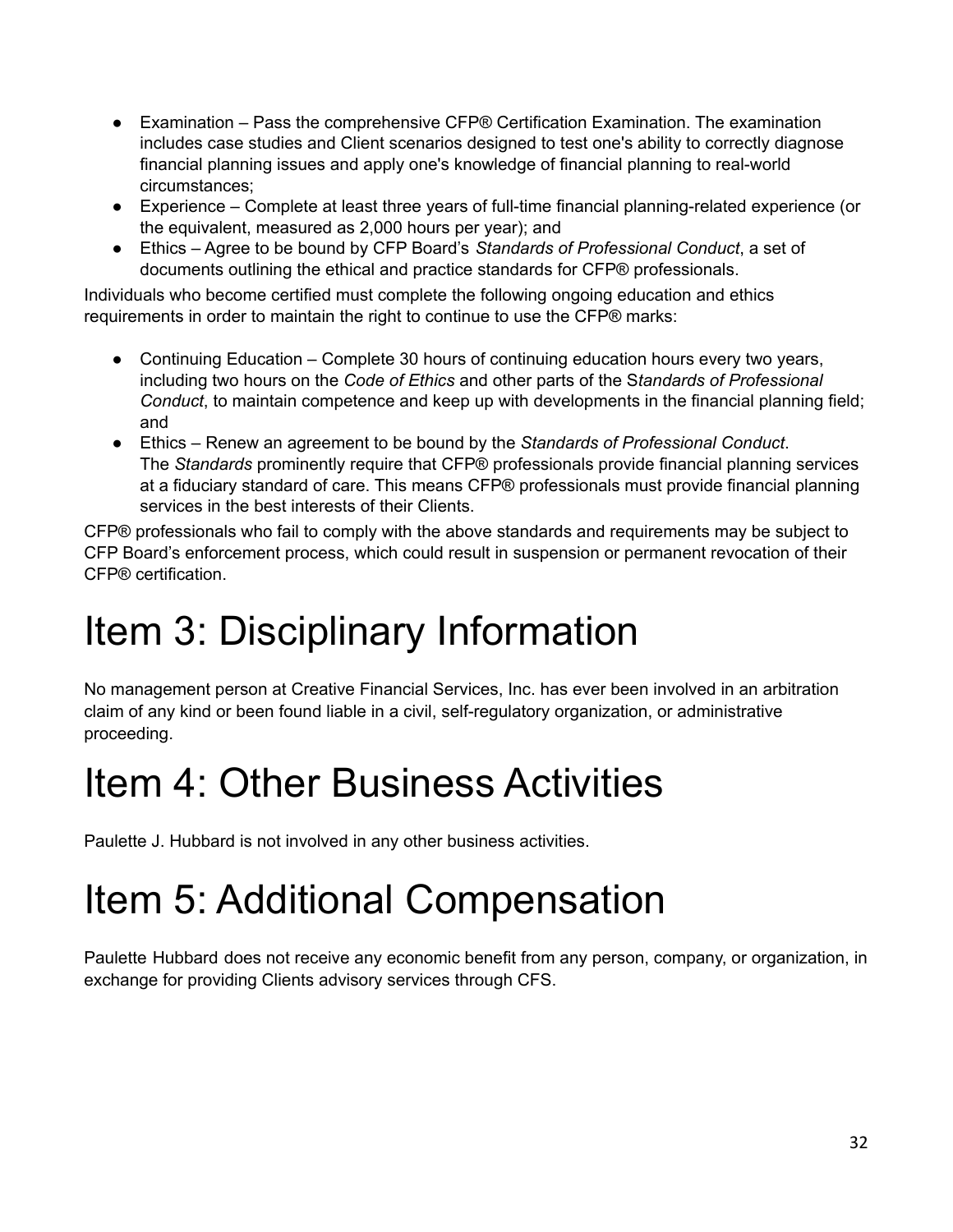- Examination – Pass the comprehensive CFP® Certification Examination. The examination includes case studies and Client scenarios designed to test one's ability to correctly diagnose financial planning issues and apply one's knowledge of financial planning to real-world circumstances;
- Experience – Complete at least three years of full-time financial planning-related experience (or the equivalent, measured as 2,000 hours per year); and
- Ethics – Agree to be bound by CFP Board's *Standards of Professional Conduct*, a set of documents outlining the ethical and practice standards for CFP® professionals.

Individuals who become certified must complete the following ongoing education and ethics requirements in order to maintain the right to continue to use the CFP® marks:

- Continuing Education – Complete 30 hours of continuing education hours every two years, including two hours on the *Code of Ethics* and other parts of the S*tandards of Professional Conduct*, to maintain competence and keep up with developments in the financial planning field; and
- Ethics – Renew an agreement to be bound by the *Standards of Professional Conduct*. The *Standards* prominently require that CFP® professionals provide financial planning services at a fiduciary standard of care. This means CFP® professionals must provide financial planning services in the best interests of their Clients.

CFP® professionals who fail to comply with the above standards and requirements may be subject to CFP Board's enforcement process, which could result in suspension or permanent revocation of their CFP® certification.

# Item 3: Disciplinary Information

No management person at Creative Financial Services, Inc. has ever been involved in an arbitration claim of any kind or been found liable in a civil, self-regulatory organization, or administrative proceeding.

# Item 4: Other Business Activities

Paulette J. Hubbard is not involved in any other business activities.

# Item 5: Additional Compensation

Paulette Hubbard does not receive any economic benefit from any person, company, or organization, in exchange for providing Clients advisory services through CFS.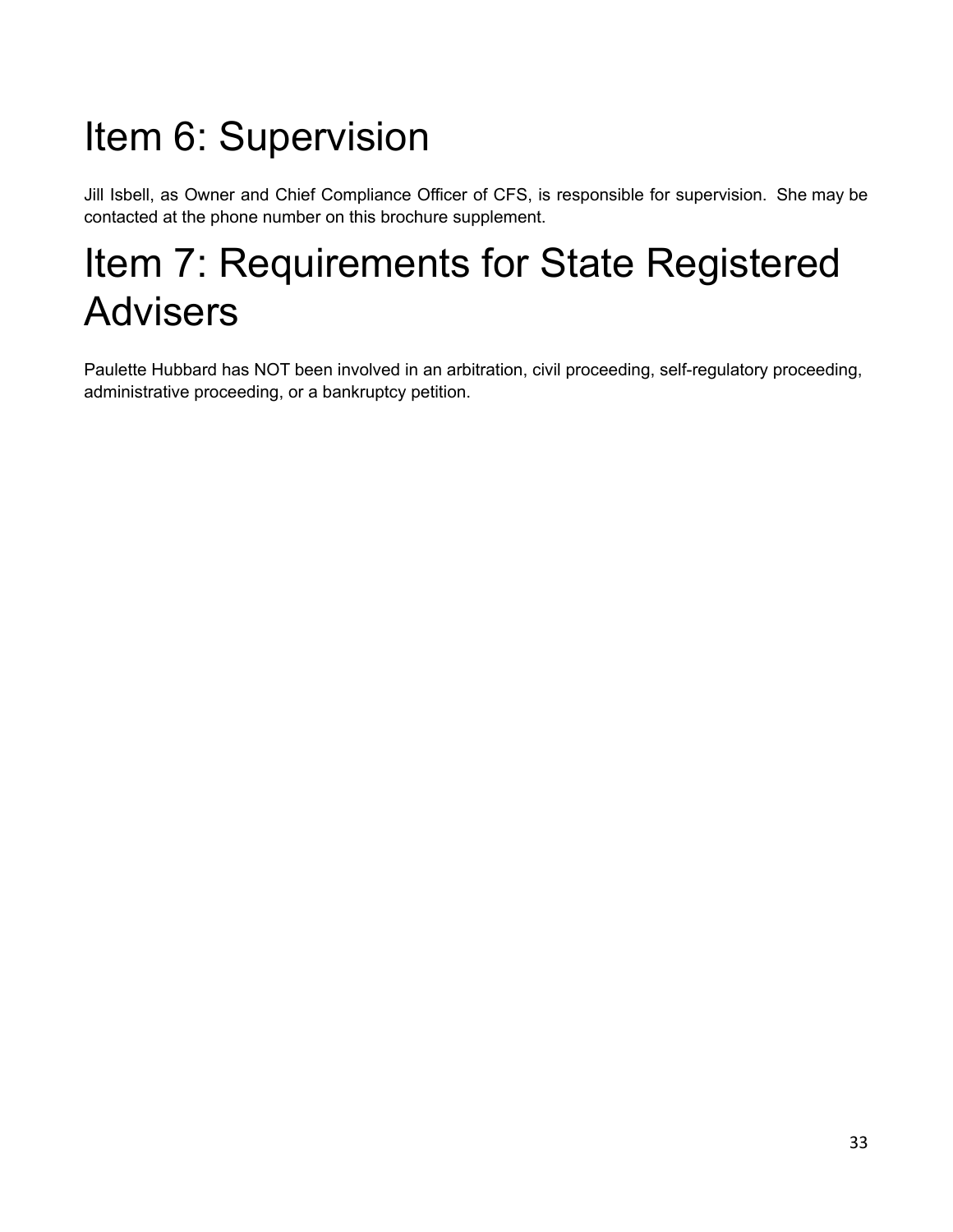# Item 6: Supervision

Jill Isbell, as Owner and Chief Compliance Officer of CFS, is responsible for supervision. She may be contacted at the phone number on this brochure supplement.

# Item 7: Requirements for State Registered Advisers

Paulette Hubbard has NOT been involved in an arbitration, civil proceeding, self-regulatory proceeding, administrative proceeding, or a bankruptcy petition.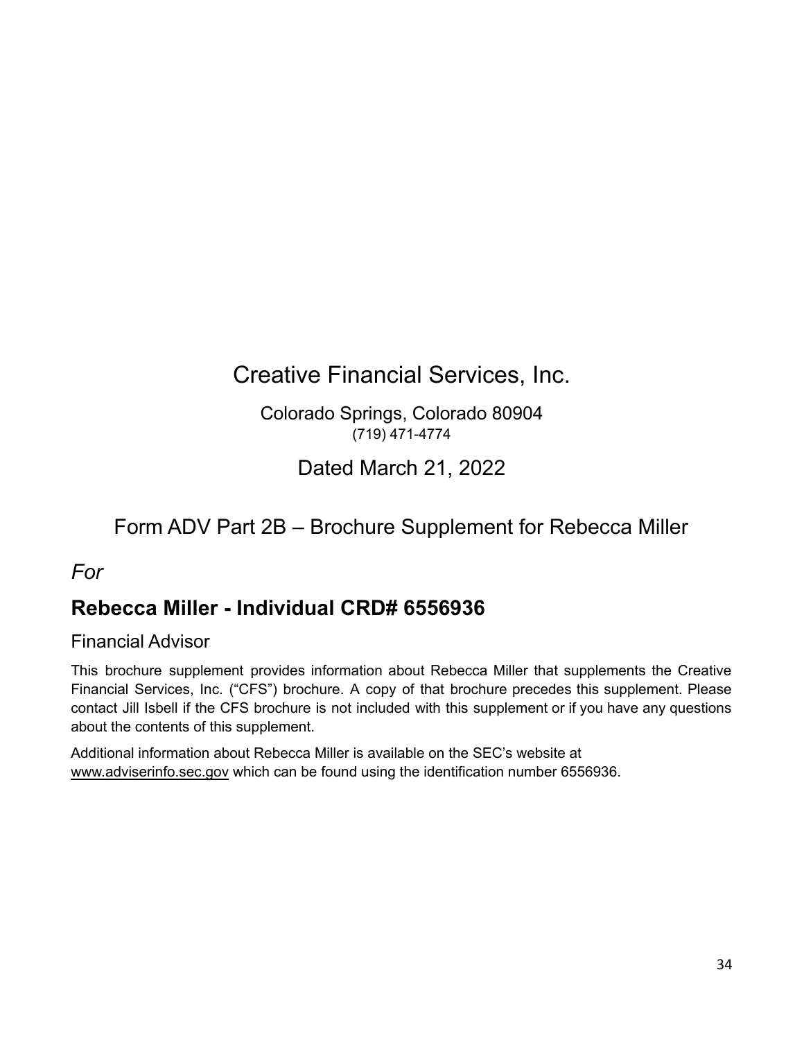# Creative Financial Services, Inc.

Colorado Springs, Colorado 80904
(719) 471-4774

Dated March 21, 2022

Form ADV Part 2B – Brochure Supplement for Rebecca Miller

*For*

## Rebecca Miller - Individual CRD# 6556936

### Financial Advisor

This brochure supplement provides information about Rebecca Miller that supplements the Creative Financial Services, Inc. ("CFS") brochure. A copy of that brochure precedes this supplement. Please contact Jill Isbell if the CFS brochure is not included with this supplement or if you have any questions about the contents of this supplement.

Additional information about Rebecca Miller is available on the SEC's website at www.adviserinfo.sec.gov which can be found using the identification number 6556936.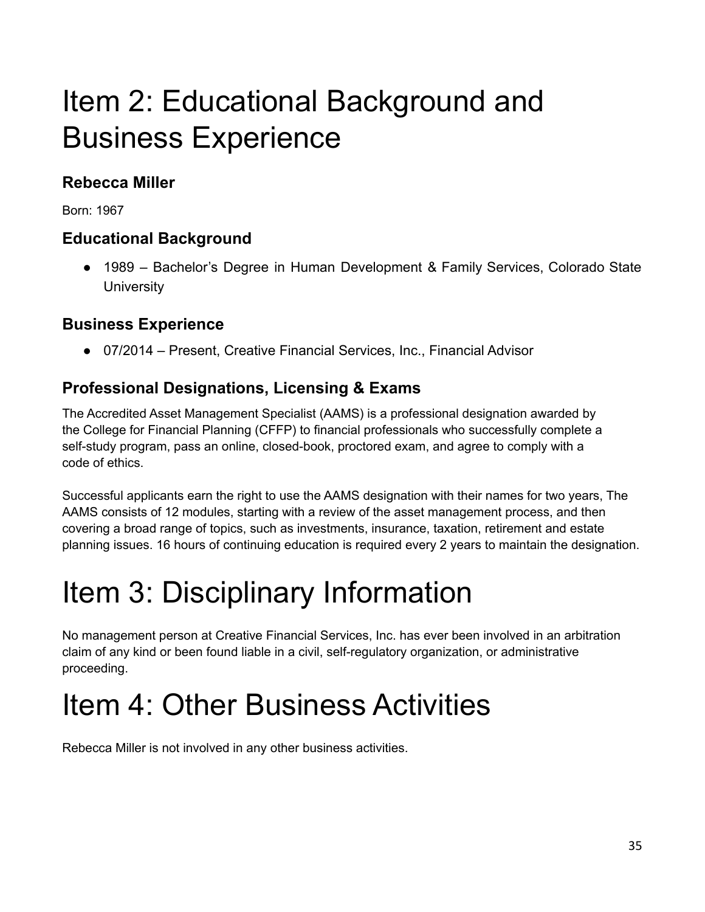# Item 2: Educational Background and Business Experience

### Rebecca Miller

Born: 1967

### Educational Background

- 1989 – Bachelor's Degree in Human Development & Family Services, Colorado State University

### Business Experience

- 07/2014 – Present, Creative Financial Services, Inc., Financial Advisor

### Professional Designations, Licensing & Exams

The Accredited Asset Management Specialist (AAMS) is a professional designation awarded by the College for Financial Planning (CFFP) to financial professionals who successfully complete a self-study program, pass an online, closed-book, proctored exam, and agree to comply with a code of ethics.

Successful applicants earn the right to use the AAMS designation with their names for two years, The AAMS consists of 12 modules, starting with a review of the asset management process, and then covering a broad range of topics, such as investments, insurance, taxation, retirement and estate planning issues. 16 hours of continuing education is required every 2 years to maintain the designation.

# Item 3: Disciplinary Information

No management person at Creative Financial Services, Inc. has ever been involved in an arbitration claim of any kind or been found liable in a civil, self-regulatory organization, or administrative proceeding.

# Item 4: Other Business Activities

Rebecca Miller is not involved in any other business activities.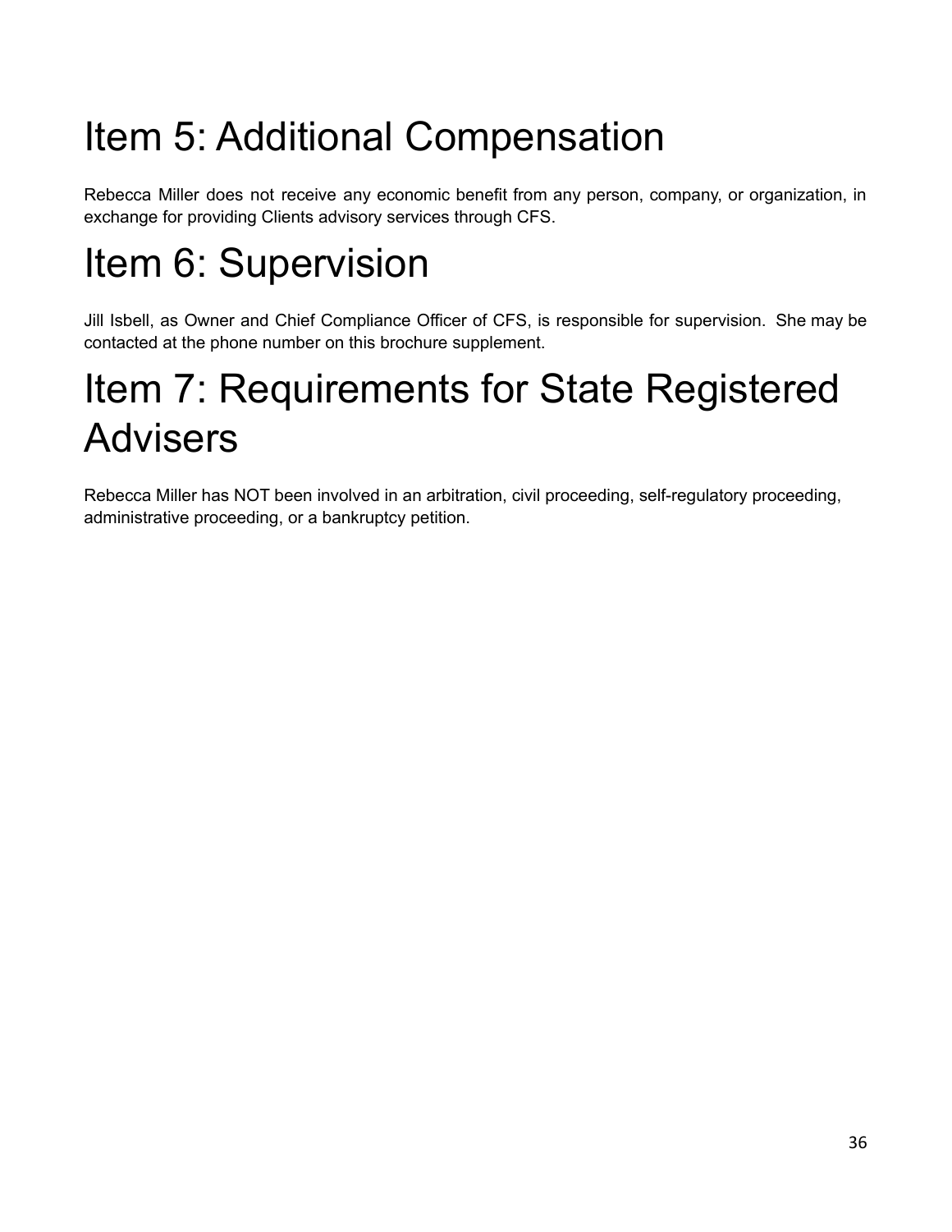# Item 5: Additional Compensation

Rebecca Miller does not receive any economic benefit from any person, company, or organization, in exchange for providing Clients advisory services through CFS.

# Item 6: Supervision

Jill Isbell, as Owner and Chief Compliance Officer of CFS, is responsible for supervision. She may be contacted at the phone number on this brochure supplement.

# Item 7: Requirements for State Registered Advisers

Rebecca Miller has NOT been involved in an arbitration, civil proceeding, self-regulatory proceeding, administrative proceeding, or a bankruptcy petition.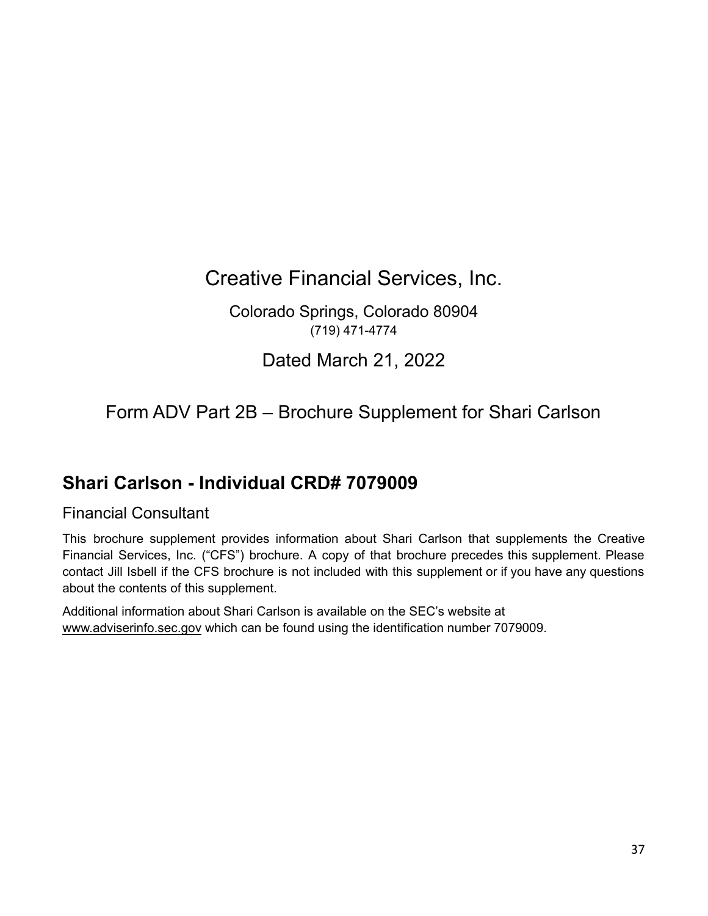# Creative Financial Services, Inc.

Colorado Springs, Colorado 80904
(719) 471-4774

Dated March 21, 2022

Form ADV Part 2B – Brochure Supplement for Shari Carlson

## Shari Carlson - Individual CRD# 7079009

### Financial Consultant

This brochure supplement provides information about Shari Carlson that supplements the Creative Financial Services, Inc. ("CFS") brochure. A copy of that brochure precedes this supplement. Please contact Jill Isbell if the CFS brochure is not included with this supplement or if you have any questions about the contents of this supplement.

Additional information about Shari Carlson is available on the SEC's website at www.adviserinfo.sec.gov which can be found using the identification number 7079009.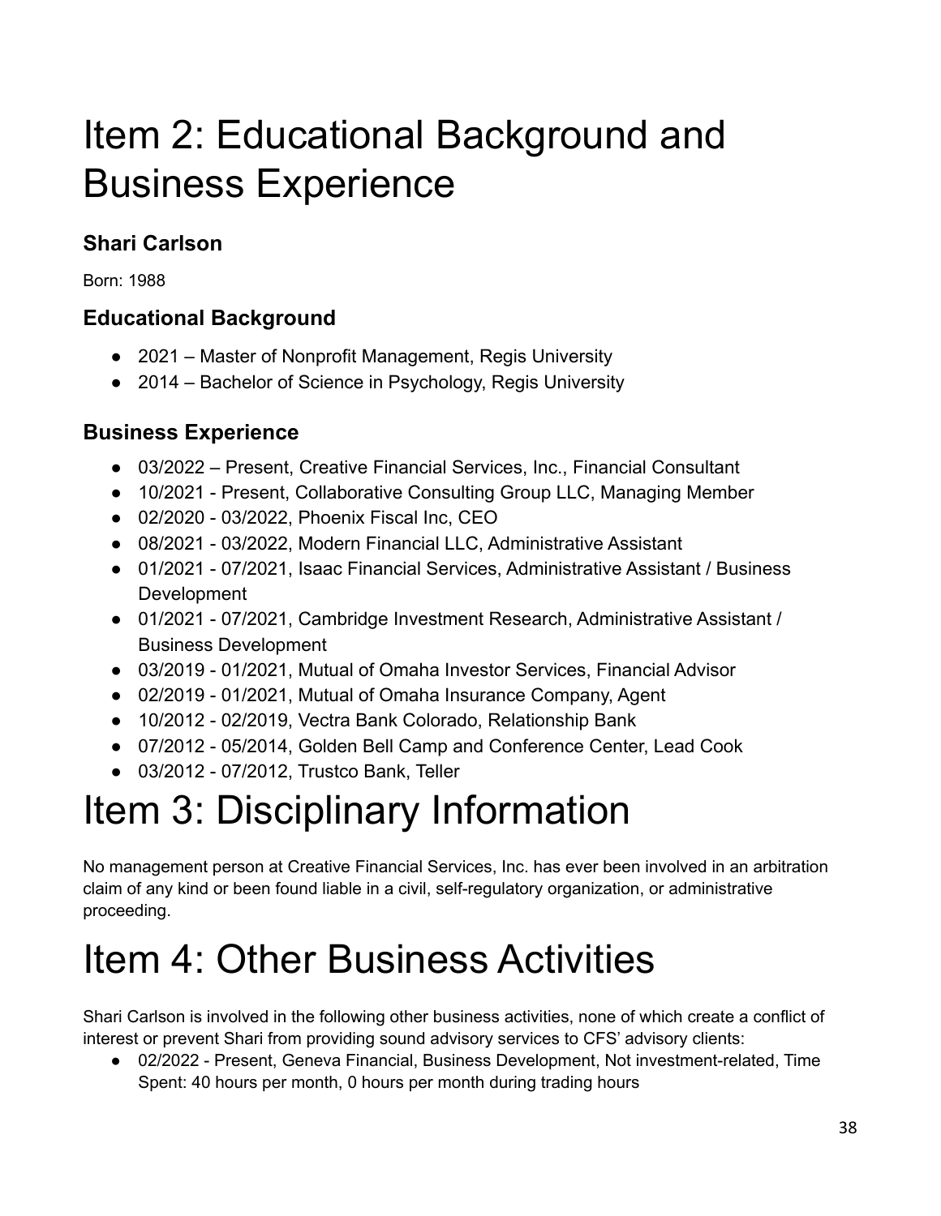# Item 2: Educational Background and Business Experience

### Shari Carlson

Born: 1988

### Educational Background

- 2021 – Master of Nonprofit Management, Regis University
- 2014 – Bachelor of Science in Psychology, Regis University

### Business Experience

- 03/2022 – Present, Creative Financial Services, Inc., Financial Consultant
- 10/2021 - Present, Collaborative Consulting Group LLC, Managing Member
- 02/2020 - 03/2022, Phoenix Fiscal Inc, CEO
- 08/2021 - 03/2022, Modern Financial LLC, Administrative Assistant
- 01/2021 - 07/2021, Isaac Financial Services, Administrative Assistant / Business Development
- 01/2021 - 07/2021, Cambridge Investment Research, Administrative Assistant / Business Development
- 03/2019 - 01/2021, Mutual of Omaha Investor Services, Financial Advisor
- 02/2019 - 01/2021, Mutual of Omaha Insurance Company, Agent
- 10/2012 - 02/2019, Vectra Bank Colorado, Relationship Bank
- 07/2012 - 05/2014, Golden Bell Camp and Conference Center, Lead Cook
- 03/2012 - 07/2012, Trustco Bank, Teller

# Item 3: Disciplinary Information

No management person at Creative Financial Services, Inc. has ever been involved in an arbitration claim of any kind or been found liable in a civil, self-regulatory organization, or administrative proceeding.

# Item 4: Other Business Activities

Shari Carlson is involved in the following other business activities, none of which create a conflict of interest or prevent Shari from providing sound advisory services to CFS' advisory clients:

- 02/2022 - Present, Geneva Financial, Business Development, Not investment-related, Time Spent: 40 hours per month, 0 hours per month during trading hours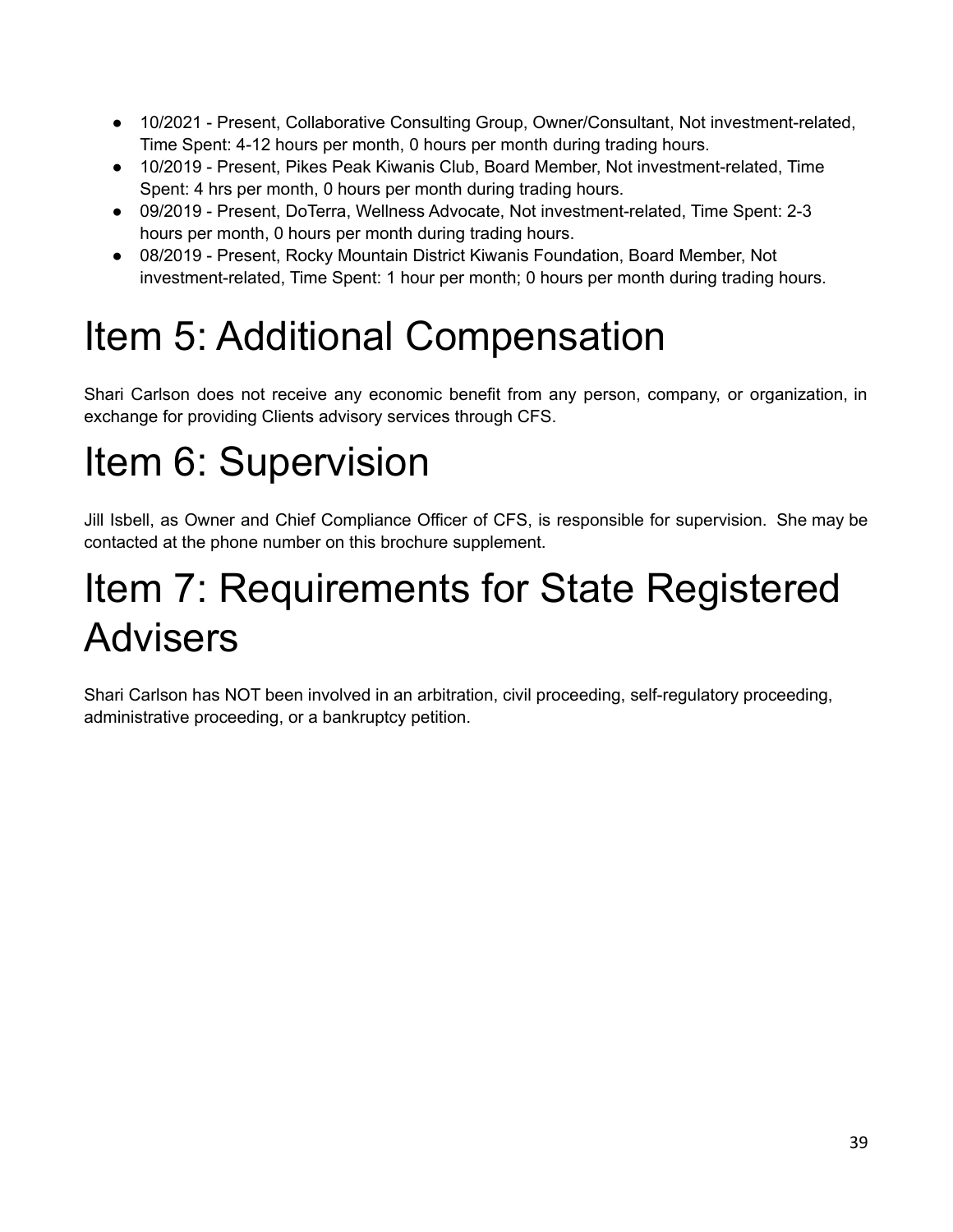- 10/2021 - Present, Collaborative Consulting Group, Owner/Consultant, Not investment-related, Time Spent: 4-12 hours per month, 0 hours per month during trading hours.
- 10/2019 - Present, Pikes Peak Kiwanis Club, Board Member, Not investment-related, Time Spent: 4 hrs per month, 0 hours per month during trading hours.
- 09/2019 - Present, DoTerra, Wellness Advocate, Not investment-related, Time Spent: 2-3 hours per month, 0 hours per month during trading hours.
- 08/2019 - Present, Rocky Mountain District Kiwanis Foundation, Board Member, Not investment-related, Time Spent: 1 hour per month; 0 hours per month during trading hours.

# Item 5: Additional Compensation

Shari Carlson does not receive any economic benefit from any person, company, or organization, in exchange for providing Clients advisory services through CFS.

# Item 6: Supervision

Jill Isbell, as Owner and Chief Compliance Officer of CFS, is responsible for supervision. She may be contacted at the phone number on this brochure supplement.

# Item 7: Requirements for State Registered Advisers

Shari Carlson has NOT been involved in an arbitration, civil proceeding, self-regulatory proceeding, administrative proceeding, or a bankruptcy petition.